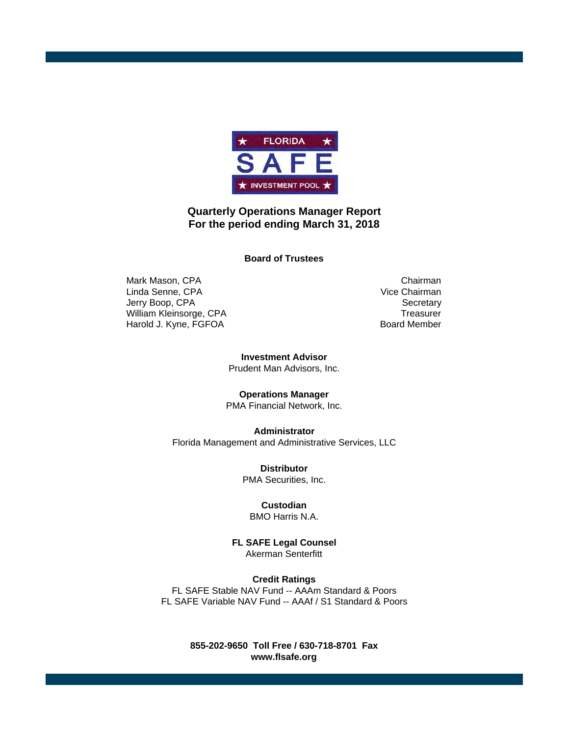FLORIDA

SAFE

INVESTMENT POOL

# Quarterly Operations Manager Report
# For the period ending March 31, 2018

## Board of Trustees

| | |
|---|---|
| Mark Mason, CPA | Chairman |
| Linda Senne, CPA | Vice Chairman |
| Jerry Boop, CPA | Secretary |
| William Kleinsorge, CPA | Treasurer |
| Harold J. Kyne, FGFOA | Board Member |

**Investment Advisor**
Prudent Man Advisors, Inc.

**Operations Manager**
PMA Financial Network, Inc.

**Administrator**
Florida Management and Administrative Services, LLC

**Distributor**
PMA Securities, Inc.

**Custodian**
BMO Harris N.A.

**FL SAFE Legal Counsel**
Akerman Senterfitt

**Credit Ratings**
FL SAFE Stable NAV Fund -- AAAm Standard & Poors
FL SAFE Variable NAV Fund -- AAAf / S1 Standard & Poors

**855-202-9650 Toll Free / 630-718-8701 Fax**
**www.flsafe.org**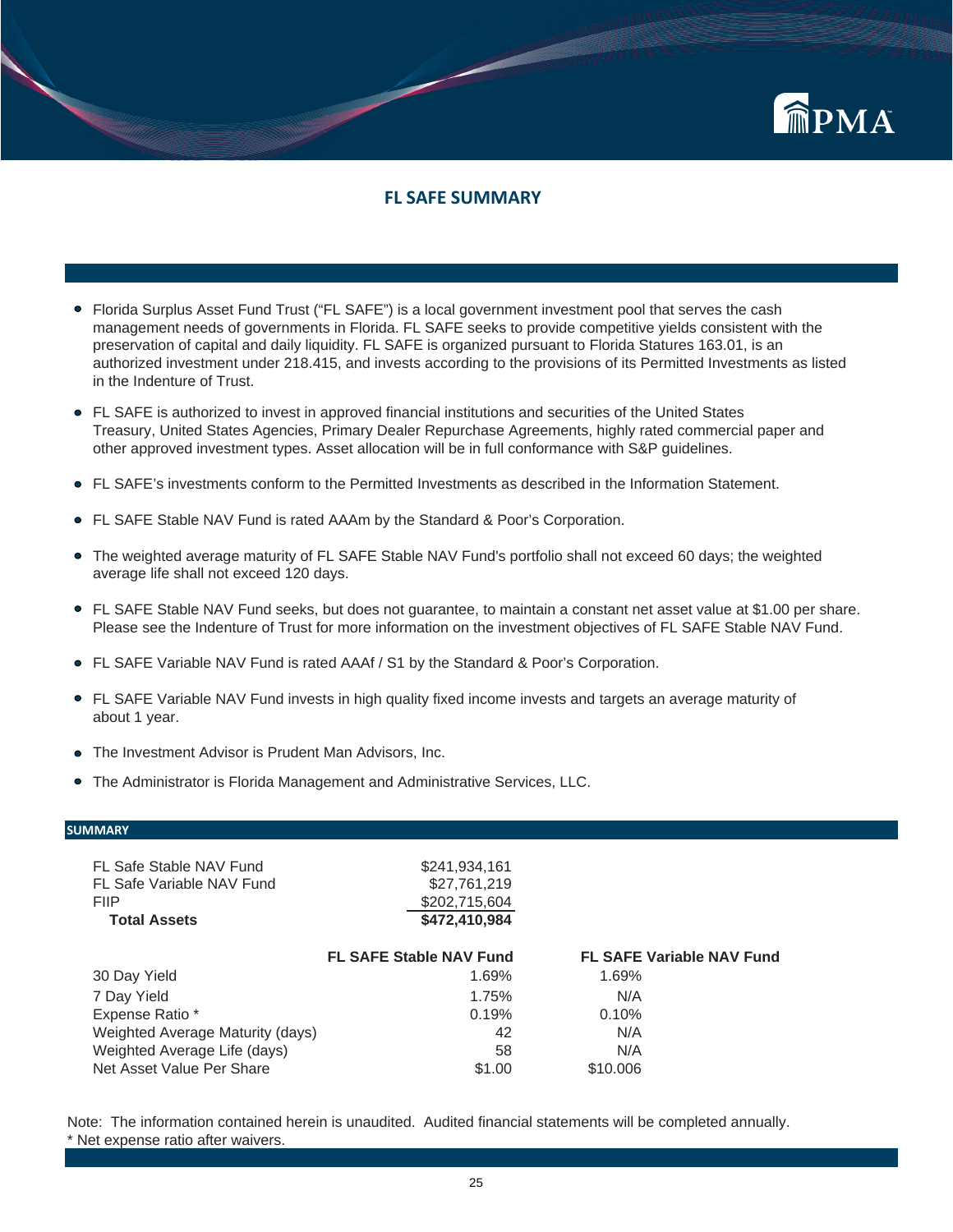# FL SAFE SUMMARY

- Florida Surplus Asset Fund Trust ("FL SAFE") is a local government investment pool that serves the cash management needs of governments in Florida. FL SAFE seeks to provide competitive yields consistent with the preservation of capital and daily liquidity. FL SAFE is organized pursuant to Florida Statures 163.01, is an authorized investment under 218.415, and invests according to the provisions of its Permitted Investments as listed in the Indenture of Trust.
- FL SAFE is authorized to invest in approved financial institutions and securities of the United States Treasury, United States Agencies, Primary Dealer Repurchase Agreements, highly rated commercial paper and other approved investment types. Asset allocation will be in full conformance with S&P guidelines.
- FL SAFE's investments conform to the Permitted Investments as described in the Information Statement.
- FL SAFE Stable NAV Fund is rated AAAm by the Standard & Poor's Corporation.
- The weighted average maturity of FL SAFE Stable NAV Fund's portfolio shall not exceed 60 days; the weighted average life shall not exceed 120 days.
- FL SAFE Stable NAV Fund seeks, but does not guarantee, to maintain a constant net asset value at $1.00 per share. Please see the Indenture of Trust for more information on the investment objectives of FL SAFE Stable NAV Fund.
- FL SAFE Variable NAV Fund is rated AAAf / S1 by the Standard & Poor's Corporation.
- FL SAFE Variable NAV Fund invests in high quality fixed income invests and targets an average maturity of about 1 year.
- The Investment Advisor is Prudent Man Advisors, Inc.
- The Administrator is Florida Management and Administrative Services, LLC.

## SUMMARY

| | |
|---|---|
| FL Safe Stable NAV Fund | $241,934,161 |
| FL Safe Variable NAV Fund | $27,761,219 |
| FIIP | $202,715,604 |
| **Total Assets** | **$472,410,984** |

| | FL SAFE Stable NAV Fund | FL SAFE Variable NAV Fund |
|---|---|---|
| 30 Day Yield | 1.69% | 1.69% |
| 7 Day Yield | 1.75% | N/A |
| Expense Ratio * | 0.19% | 0.10% |
| Weighted Average Maturity (days) | 42 | N/A |
| Weighted Average Life (days) | 58 | N/A |
| Net Asset Value Per Share | $1.00 | $10.006 |

Note: The information contained herein is unaudited. Audited financial statements will be completed annually.
* Net expense ratio after waivers.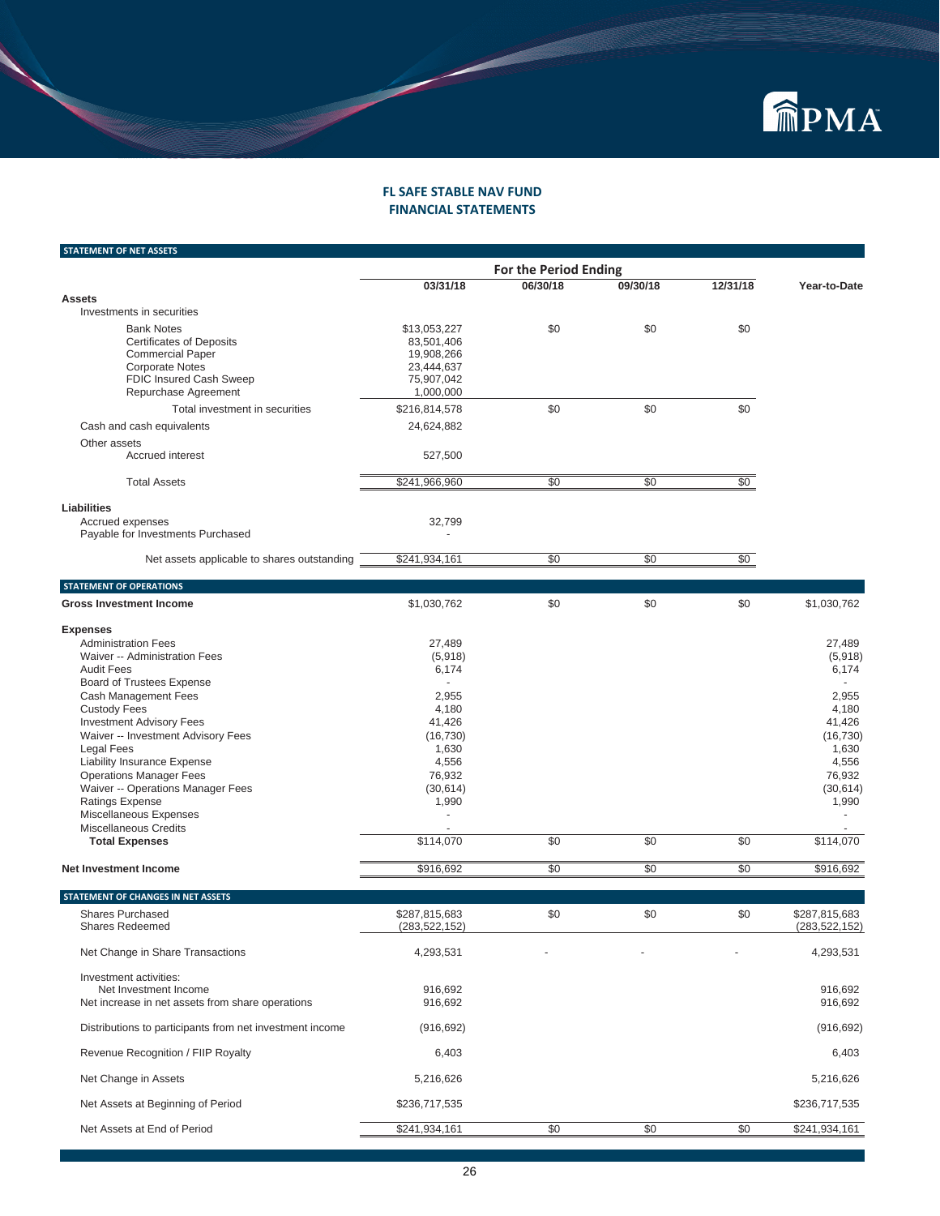# FL SAFE STABLE NAV FUND
## FINANCIAL STATEMENTS

### STATEMENT OF NET ASSETS

| | For the Period Ending | | | | |
|---|---|---|---|---|---|
| | 03/31/18 | 06/30/18 | 09/30/18 | 12/31/18 | Year-to-Date |
| **Assets** | | | | | |
| Investments in securities | | | | | |
| Bank Notes | $13,053,227 | $0 | $0 | $0 | |
| Certificates of Deposits | 83,501,406 | | | | |
| Commercial Paper | 19,908,266 | | | | |
| Corporate Notes | 23,444,637 | | | | |
| FDIC Insured Cash Sweep | 75,907,042 | | | | |
| Repurchase Agreement | 1,000,000 | | | | |
| Total investment in securities | $216,814,578 | $0 | $0 | $0 | |
| Cash and cash equivalents | 24,624,882 | | | | |
| Other assets | | | | | |
| Accrued interest | 527,500 | | | | |
| Total Assets | $241,966,960 | $0 | $0 | $0 | |
| **Liabilities** | | | | | |
| Accrued expenses | 32,799 | | | | |
| Payable for Investments Purchased | - | | | | |
| Net assets applicable to shares outstanding | $241,934,161 | $0 | $0 | $0 | |

### STATEMENT OF OPERATIONS

| | 03/31/18 | 06/30/18 | 09/30/18 | 12/31/18 | Year-to-Date |
|---|---|---|---|---|---|
| **Gross Investment Income** | $1,030,762 | $0 | $0 | $0 | $1,030,762 |
| **Expenses** | | | | | |
| Administration Fees | 27,489 | | | | 27,489 |
| Waiver -- Administration Fees | (5,918) | | | | (5,918) |
| Audit Fees | 6,174 | | | | 6,174 |
| Board of Trustees Expense | - | | | | - |
| Cash Management Fees | 2,955 | | | | 2,955 |
| Custody Fees | 4,180 | | | | 4,180 |
| Investment Advisory Fees | 41,426 | | | | 41,426 |
| Waiver -- Investment Advisory Fees | (16,730) | | | | (16,730) |
| Legal Fees | 1,630 | | | | 1,630 |
| Liability Insurance Expense | 4,556 | | | | 4,556 |
| Operations Manager Fees | 76,932 | | | | 76,932 |
| Waiver -- Operations Manager Fees | (30,614) | | | | (30,614) |
| Ratings Expense | 1,990 | | | | 1,990 |
| Miscellaneous Expenses | - | | | | - |
| Miscellaneous Credits | - | | | | - |
| **Total Expenses** | $114,070 | $0 | $0 | $0 | $114,070 |
| **Net Investment Income** | $916,692 | $0 | $0 | $0 | $916,692 |

### STATEMENT OF CHANGES IN NET ASSETS

| | 03/31/18 | 06/30/18 | 09/30/18 | 12/31/18 | Year-to-Date |
|---|---|---|---|---|---|
| Shares Purchased | $287,815,683 | $0 | $0 | $0 | $287,815,683 |
| Shares Redeemed | (283,522,152) | | | | (283,522,152) |
| Net Change in Share Transactions | 4,293,531 | - | - | - | 4,293,531 |
| Investment activities: | | | | | |
| Net Investment Income | 916,692 | | | | 916,692 |
| Net increase in net assets from share operations | 916,692 | | | | 916,692 |
| Distributions to participants from net investment income | (916,692) | | | | (916,692) |
| Revenue Recognition / FIIP Royalty | 6,403 | | | | 6,403 |
| Net Change in Assets | 5,216,626 | | | | 5,216,626 |
| Net Assets at Beginning of Period | $236,717,535 | | | | $236,717,535 |
| Net Assets at End of Period | $241,934,161 | $0 | $0 | $0 | $241,934,161 |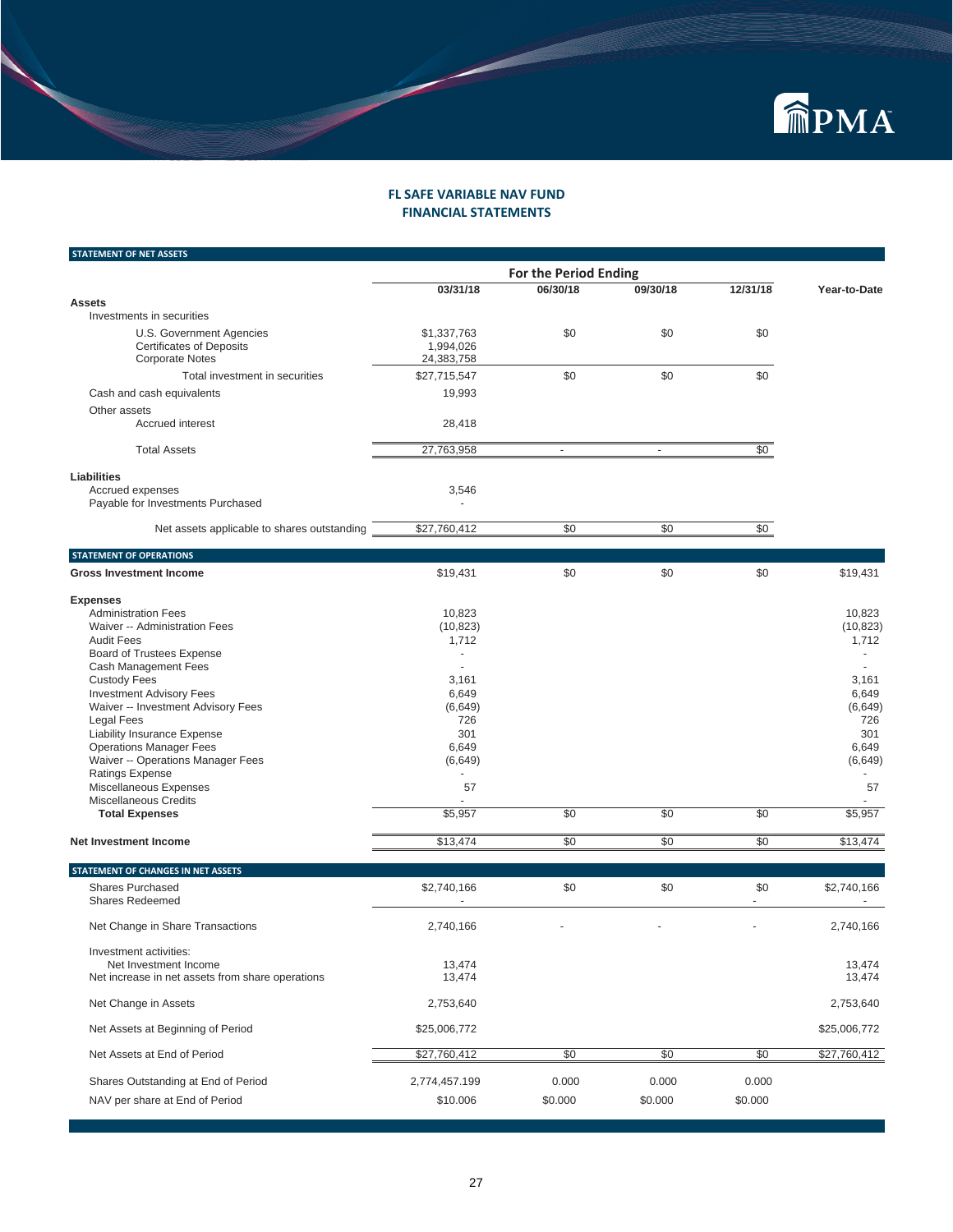## FL SAFE VARIABLE NAV FUND
## FINANCIAL STATEMENTS

### STATEMENT OF NET ASSETS

| | 03/31/18 | 06/30/18 | 09/30/18 | 12/31/18 | Year-to-Date |
|---|---|---|---|---|---|
| | For the Period Ending | | | | |
| **Assets** | | | | | |
| Investments in securities | | | | | |
| U.S. Government Agencies | $1,337,763 | $0 | $0 | $0 | |
| Certificates of Deposits | 1,994,026 | | | | |
| Corporate Notes | 24,383,758 | | | | |
| Total investment in securities | $27,715,547 | $0 | $0 | $0 | |
| Cash and cash equivalents | 19,993 | | | | |
| Other assets | | | | | |
| Accrued interest | 28,418 | | | | |
| Total Assets | 27,763,958 | - | - | $0 | |
| **Liabilities** | | | | | |
| Accrued expenses | 3,546 | | | | |
| Payable for Investments Purchased | - | | | | |
| Net assets applicable to shares outstanding | $27,760,412 | $0 | $0 | $0 | |

### STATEMENT OF OPERATIONS

| | 03/31/18 | 06/30/18 | 09/30/18 | 12/31/18 | Year-to-Date |
|---|---|---|---|---|---|
| **Gross Investment Income** | $19,431 | $0 | $0 | $0 | $19,431 |
| **Expenses** | | | | | |
| Administration Fees | 10,823 | | | | 10,823 |
| Waiver -- Administration Fees | (10,823) | | | | (10,823) |
| Audit Fees | 1,712 | | | | 1,712 |
| Board of Trustees Expense | - | | | | - |
| Cash Management Fees | - | | | | - |
| Custody Fees | 3,161 | | | | 3,161 |
| Investment Advisory Fees | 6,649 | | | | 6,649 |
| Waiver -- Investment Advisory Fees | (6,649) | | | | (6,649) |
| Legal Fees | 726 | | | | 726 |
| Liability Insurance Expense | 301 | | | | 301 |
| Operations Manager Fees | 6,649 | | | | 6,649 |
| Waiver -- Operations Manager Fees | (6,649) | | | | (6,649) |
| Ratings Expense | - | | | | - |
| Miscellaneous Expenses | 57 | | | | 57 |
| Miscellaneous Credits | - | | | | - |
| **Total Expenses** | $5,957 | $0 | $0 | $0 | $5,957 |
| **Net Investment Income** | $13,474 | $0 | $0 | $0 | $13,474 |

### STATEMENT OF CHANGES IN NET ASSETS

| | 03/31/18 | 06/30/18 | 09/30/18 | 12/31/18 | Year-to-Date |
|---|---|---|---|---|---|
| Shares Purchased | $2,740,166 | $0 | $0 | $0 | $2,740,166 |
| Shares Redeemed | - | | | - | - |
| Net Change in Share Transactions | 2,740,166 | - | - | - | 2,740,166 |
| Investment activities: | | | | | |
| Net Investment Income | 13,474 | | | | 13,474 |
| Net increase in net assets from share operations | 13,474 | | | | 13,474 |
| Net Change in Assets | 2,753,640 | | | | 2,753,640 |
| Net Assets at Beginning of Period | $25,006,772 | | | | $25,006,772 |
| Net Assets at End of Period | $27,760,412 | $0 | $0 | $0 | $27,760,412 |
| Shares Outstanding at End of Period | 2,774,457.199 | 0.000 | 0.000 | 0.000 | |
| NAV per share at End of Period | $10.006 | $0.000 | $0.000 | $0.000 | |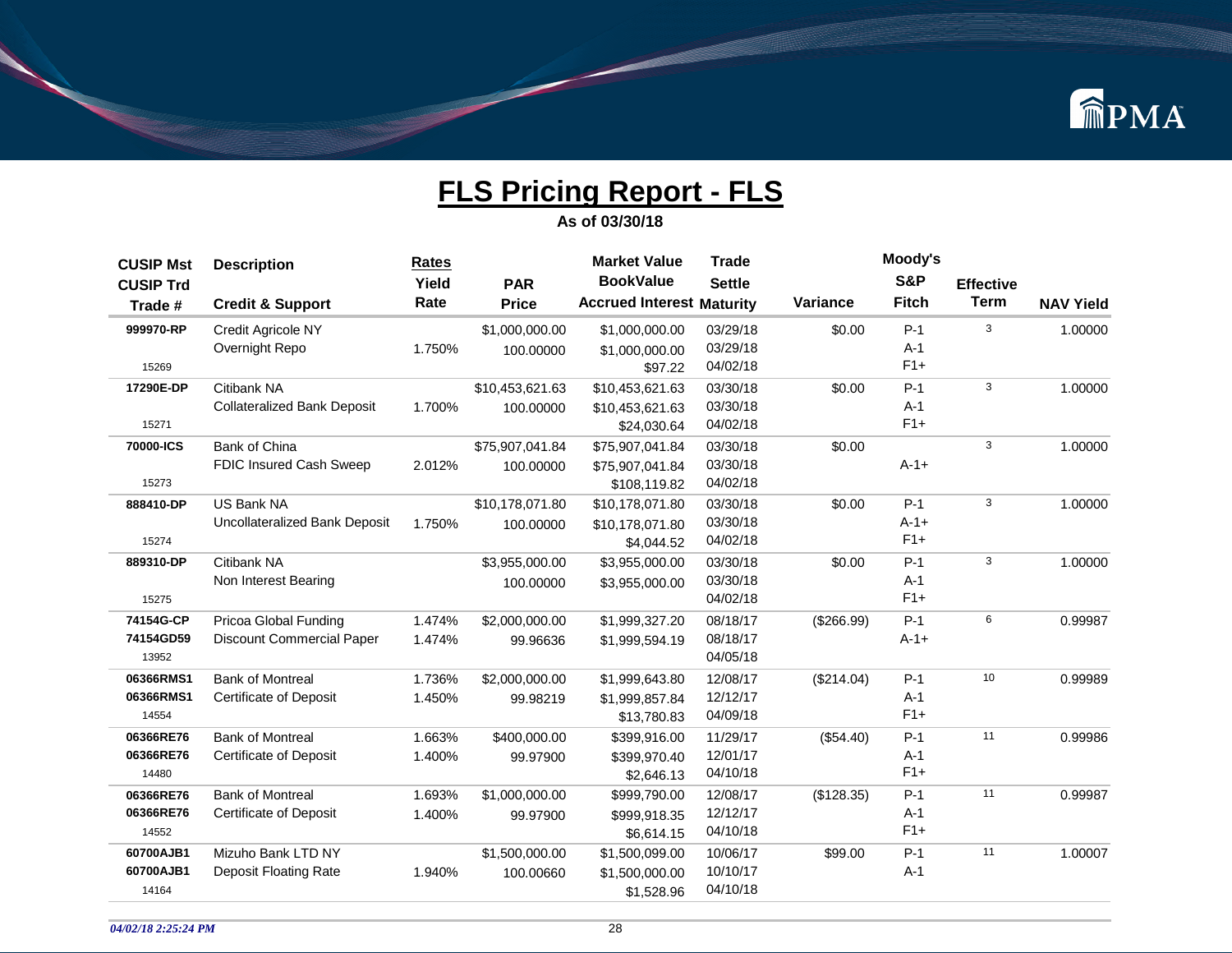# FLS Pricing Report - FLS

**As of 03/30/18**

| CUSIP Mst<br>CUSIP Trd<br>Trade # | Description<br><br>Credit & Support | Rates<br>Yield<br>Rate | PAR<br>Price | Market Value<br>BookValue<br>Accrued Interest | Trade<br>Settle<br>Maturity | Variance | Moody's<br>S&P<br>Fitch | Effective<br>Term | NAV Yield |
|---|---|---|---|---|---|---|---|---|---|
| **999970-RP**<br><br>15269 | Credit Agricole NY<br>Overnight Repo | <br>1.750% | $1,000,000.00<br>100.00000 | $1,000,000.00<br>$1,000,000.00<br>$97.22 | 03/29/18<br>03/29/18<br>04/02/18 | $0.00 | P-1<br>A-1<br>F1+ | 3 | 1.00000 |
| **17290E-DP**<br><br>15271 | Citibank NA<br>Collateralized Bank Deposit | <br>1.700% | $10,453,621.63<br>100.00000 | $10,453,621.63<br>$10,453,621.63<br>$24,030.64 | 03/30/18<br>03/30/18<br>04/02/18 | $0.00 | P-1<br>A-1<br>F1+ | 3 | 1.00000 |
| **70000-ICS**<br><br>15273 | Bank of China<br>FDIC Insured Cash Sweep | <br>2.012% | $75,907,041.84<br>100.00000 | $75,907,041.84<br>$75,907,041.84<br>$108,119.82 | 03/30/18<br>03/30/18<br>04/02/18 | $0.00 | <br>A-1+ | 3 | 1.00000 |
| **888410-DP**<br><br>15274 | US Bank NA<br>Uncollateralized Bank Deposit | <br>1.750% | $10,178,071.80<br>100.00000 | $10,178,071.80<br>$10,178,071.80<br>$4,044.52 | 03/30/18<br>03/30/18<br>04/02/18 | $0.00 | P-1<br>A-1+<br>F1+ | 3 | 1.00000 |
| **889310-DP**<br><br>15275 | Citibank NA<br>Non Interest Bearing | | $3,955,000.00<br>100.00000 | $3,955,000.00<br>$3,955,000.00 | 03/30/18<br>03/30/18<br>04/02/18 | $0.00 | P-1<br>A-1<br>F1+ | 3 | 1.00000 |
| **74154G-CP**<br>**74154GD59**<br>13952 | Pricoa Global Funding<br>Discount Commercial Paper | 1.474%<br>1.474% | $2,000,000.00<br>99.96636 | $1,999,327.20<br>$1,999,594.19 | 08/18/17<br>08/18/17<br>04/05/18 | ($266.99) | P-1<br>A-1+ | 6 | 0.99987 |
| **06366RMS1**<br>**06366RMS1**<br>14554 | Bank of Montreal<br>Certificate of Deposit | 1.736%<br>1.450% | $2,000,000.00<br>99.98219 | $1,999,643.80<br>$1,999,857.84<br>$13,780.83 | 12/08/17<br>12/12/17<br>04/09/18 | ($214.04) | P-1<br>A-1<br>F1+ | 10 | 0.99989 |
| **06366RE76**<br>**06366RE76**<br>14480 | Bank of Montreal<br>Certificate of Deposit | 1.663%<br>1.400% | $400,000.00<br>99.97900 | $399,916.00<br>$399,970.40<br>$2,646.13 | 11/29/17<br>12/01/17<br>04/10/18 | ($54.40) | P-1<br>A-1<br>F1+ | 11 | 0.99986 |
| **06366RE76**<br>**06366RE76**<br>14552 | Bank of Montreal<br>Certificate of Deposit | 1.693%<br>1.400% | $1,000,000.00<br>99.97900 | $999,790.00<br>$999,918.35<br>$6,614.15 | 12/08/17<br>12/12/17<br>04/10/18 | ($128.35) | P-1<br>A-1<br>F1+ | 11 | 0.99987 |
| **60700AJB1**<br>**60700AJB1**<br>14164 | Mizuho Bank LTD NY<br>Deposit Floating Rate | <br>1.940% | $1,500,000.00<br>100.00660 | $1,500,099.00<br>$1,500,000.00<br>$1,528.96 | 10/06/17<br>10/10/17<br>04/10/18 | $99.00 | P-1<br>A-1 | 11 | 1.00007 |

*04/02/18 2:25:24 PM*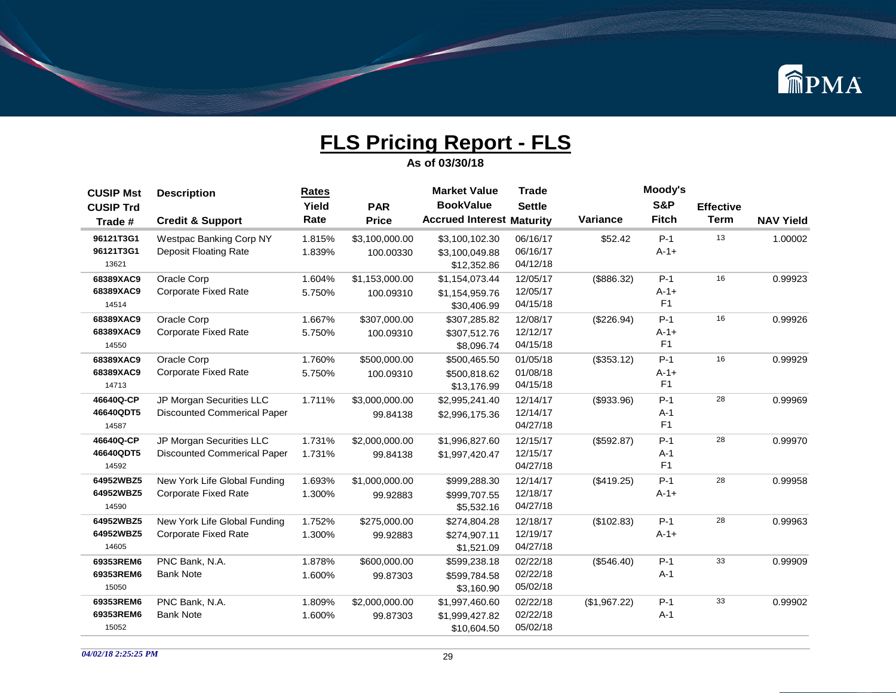# FLS Pricing Report - FLS

**As of 03/30/18**

| CUSIP Mst<br>CUSIP Trd<br>Trade # | Description<br><br>Credit & Support | Rates<br>Yield<br>Rate | PAR<br>Price | Market Value<br>BookValue<br>Accrued Interest | Trade<br>Settle<br>Maturity | Variance | Moody's<br>S&P<br>Fitch | Effective<br>Term | NAV Yield |
|---|---|---|---|---|---|---|---|---|---|
| 96121T3G1<br>96121T3G1<br>13621 | Westpac Banking Corp NY<br>Deposit Floating Rate | 1.815%<br>1.839% | $3,100,000.00<br>100.00330 | $3,100,102.30<br>$3,100,049.88<br>$12,352.86 | 06/16/17<br>06/16/17<br>04/12/18 | $52.42 | P-1<br>A-1+ | 13 | 1.00002 |
| 68389XAC9<br>68389XAC9<br>14514 | Oracle Corp<br>Corporate Fixed Rate | 1.604%<br>5.750% | $1,153,000.00<br>100.09310 | $1,154,073.44<br>$1,154,959.76<br>$30,406.99 | 12/05/17<br>12/05/17<br>04/15/18 | ($886.32) | P-1<br>A-1+<br>F1 | 16 | 0.99923 |
| 68389XAC9<br>68389XAC9<br>14550 | Oracle Corp<br>Corporate Fixed Rate | 1.667%<br>5.750% | $307,000.00<br>100.09310 | $307,285.82<br>$307,512.76<br>$8,096.74 | 12/08/17<br>12/12/17<br>04/15/18 | ($226.94) | P-1<br>A-1+<br>F1 | 16 | 0.99926 |
| 68389XAC9<br>68389XAC9<br>14713 | Oracle Corp<br>Corporate Fixed Rate | 1.760%<br>5.750% | $500,000.00<br>100.09310 | $500,465.50<br>$500,818.62<br>$13,176.99 | 01/05/18<br>01/08/18<br>04/15/18 | ($353.12) | P-1<br>A-1+<br>F1 | 16 | 0.99929 |
| 46640Q-CP<br>46640QDT5<br>14587 | JP Morgan Securities LLC<br>Discounted Commerical Paper | 1.711% | $3,000,000.00<br>99.84138 | $2,995,241.40<br>$2,996,175.36 | 12/14/17<br>12/14/17<br>04/27/18 | ($933.96) | P-1<br>A-1<br>F1 | 28 | 0.99969 |
| 46640Q-CP<br>46640QDT5<br>14592 | JP Morgan Securities LLC<br>Discounted Commerical Paper | 1.731%<br>1.731% | $2,000,000.00<br>99.84138 | $1,996,827.60<br>$1,997,420.47 | 12/15/17<br>12/15/17<br>04/27/18 | ($592.87) | P-1<br>A-1<br>F1 | 28 | 0.99970 |
| 64952WBZ5<br>64952WBZ5<br>14590 | New York Life Global Funding<br>Corporate Fixed Rate | 1.693%<br>1.300% | $1,000,000.00<br>99.92883 | $999,288.30<br>$999,707.55<br>$5,532.16 | 12/14/17<br>12/18/17<br>04/27/18 | ($419.25) | P-1<br>A-1+ | 28 | 0.99958 |
| 64952WBZ5<br>64952WBZ5<br>14605 | New York Life Global Funding<br>Corporate Fixed Rate | 1.752%<br>1.300% | $275,000.00<br>99.92883 | $274,804.28<br>$274,907.11<br>$1,521.09 | 12/18/17<br>12/19/17<br>04/27/18 | ($102.83) | P-1<br>A-1+ | 28 | 0.99963 |
| 69353REM6<br>69353REM6<br>15050 | PNC Bank, N.A.<br>Bank Note | 1.878%<br>1.600% | $600,000.00<br>99.87303 | $599,238.18<br>$599,784.58<br>$3,160.90 | 02/22/18<br>02/22/18<br>05/02/18 | ($546.40) | P-1<br>A-1 | 33 | 0.99909 |
| 69353REM6<br>69353REM6<br>15052 | PNC Bank, N.A.<br>Bank Note | 1.809%<br>1.600% | $2,000,000.00<br>99.87303 | $1,997,460.60<br>$1,999,427.82<br>$10,604.50 | 02/22/18<br>02/22/18<br>05/02/18 | ($1,967.22) | P-1<br>A-1 | 33 | 0.99902 |

*04/02/18 2:25:25 PM*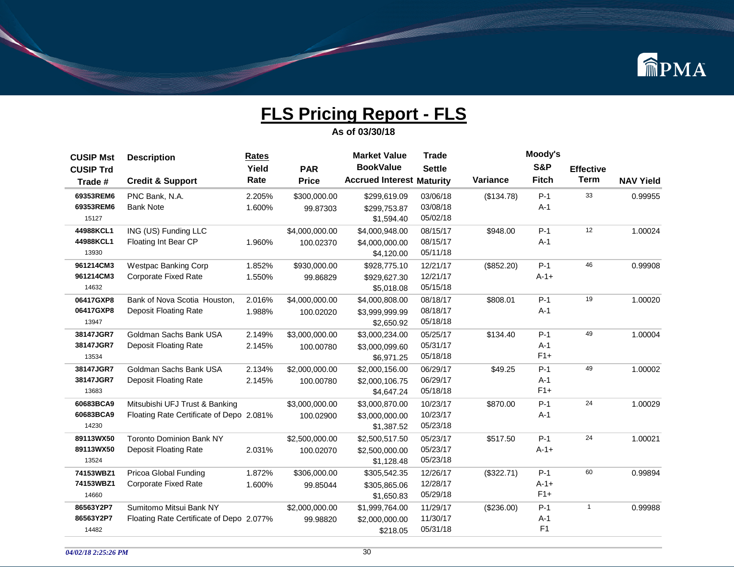# FLS Pricing Report - FLS

**As of 03/30/18**

| CUSIP Mst<br>CUSIP Trd<br>Trade # | Description<br><br>Credit & Support | Rates<br>Yield<br>Rate | PAR<br>Price | Market Value<br>BookValue<br>Accrued Interest | Trade<br>Settle<br>Maturity | Variance | Moody's<br>S&P<br>Fitch | Effective<br>Term | NAV Yield |
|---|---|---|---|---|---|---|---|---|---|
| 69353REM6<br>69353REM6<br>15127 | PNC Bank, N.A.<br>Bank Note | 2.205%<br>1.600% | $300,000.00<br>99.87303 | $299,619.09<br>$299,753.87<br>$1,594.40 | 03/06/18<br>03/08/18<br>05/02/18 | ($134.78) | P-1<br>A-1 | 33 | 0.99955 |
| 44988KCL1<br>44988KCL1<br>13930 | ING (US) Funding LLC<br>Floating Int Bear CP | <br>1.960% | $4,000,000.00<br>100.02370 | $4,000,948.00<br>$4,000,000.00<br>$4,120.00 | 08/15/17<br>08/15/17<br>05/11/18 | $948.00 | P-1<br>A-1 | 12 | 1.00024 |
| 961214CM3<br>961214CM3<br>14632 | Westpac Banking Corp<br>Corporate Fixed Rate | 1.852%<br>1.550% | $930,000.00<br>99.86829 | $928,775.10<br>$929,627.30<br>$5,018.08 | 12/21/17<br>12/21/17<br>05/15/18 | ($852.20) | P-1<br>A-1+ | 46 | 0.99908 |
| 06417GXP8<br>06417GXP8<br>13947 | Bank of Nova Scotia Houston,<br>Deposit Floating Rate | 2.016%<br>1.988% | $4,000,000.00<br>100.02020 | $4,000,808.00<br>$3,999,999.99<br>$2,650.92 | 08/18/17<br>08/18/17<br>05/18/18 | $808.01 | P-1<br>A-1 | 19 | 1.00020 |
| 38147JGR7<br>38147JGR7<br>13534 | Goldman Sachs Bank USA<br>Deposit Floating Rate | 2.149%<br>2.145% | $3,000,000.00<br>100.00780 | $3,000,234.00<br>$3,000,099.60<br>$6,971.25 | 05/25/17<br>05/31/17<br>05/18/18 | $134.40 | P-1<br>A-1<br>F1+ | 49 | 1.00004 |
| 38147JGR7<br>38147JGR7<br>13683 | Goldman Sachs Bank USA<br>Deposit Floating Rate | 2.134%<br>2.145% | $2,000,000.00<br>100.00780 | $2,000,156.00<br>$2,000,106.75<br>$4,647.24 | 06/29/17<br>06/29/17<br>05/18/18 | $49.25 | P-1<br>A-1<br>F1+ | 49 | 1.00002 |
| 60683BCA9<br>60683BCA9<br>14230 | Mitsubishi UFJ Trust & Banking<br>Floating Rate Certificate of Depo | <br>2.081% | $3,000,000.00<br>100.02900 | $3,000,870.00<br>$3,000,000.00<br>$1,387.52 | 10/23/17<br>10/23/17<br>05/23/18 | $870.00 | P-1<br>A-1 | 24 | 1.00029 |
| 89113WX50<br>89113WX50<br>13524 | Toronto Dominion Bank NY<br>Deposit Floating Rate | <br>2.031% | $2,500,000.00<br>100.02070 | $2,500,517.50<br>$2,500,000.00<br>$1,128.48 | 05/23/17<br>05/23/17<br>05/23/18 | $517.50 | P-1<br>A-1+ | 24 | 1.00021 |
| 74153WBZ1<br>74153WBZ1<br>14660 | Pricoa Global Funding<br>Corporate Fixed Rate | 1.872%<br>1.600% | $306,000.00<br>99.85044 | $305,542.35<br>$305,865.06<br>$1,650.83 | 12/26/17<br>12/28/17<br>05/29/18 | ($322.71) | P-1<br>A-1+<br>F1+ | 60 | 0.99894 |
| 86563Y2P7<br>86563Y2P7<br>14482 | Sumitomo Mitsui Bank NY<br>Floating Rate Certificate of Depo | <br>2.077% | $2,000,000.00<br>99.98820 | $1,999,764.00<br>$2,000,000.00<br>$218.05 | 11/29/17<br>11/30/17<br>05/31/18 | ($236.00) | P-1<br>A-1<br>F1 | 1 | 0.99988 |

*04/02/18 2:25:26 PM*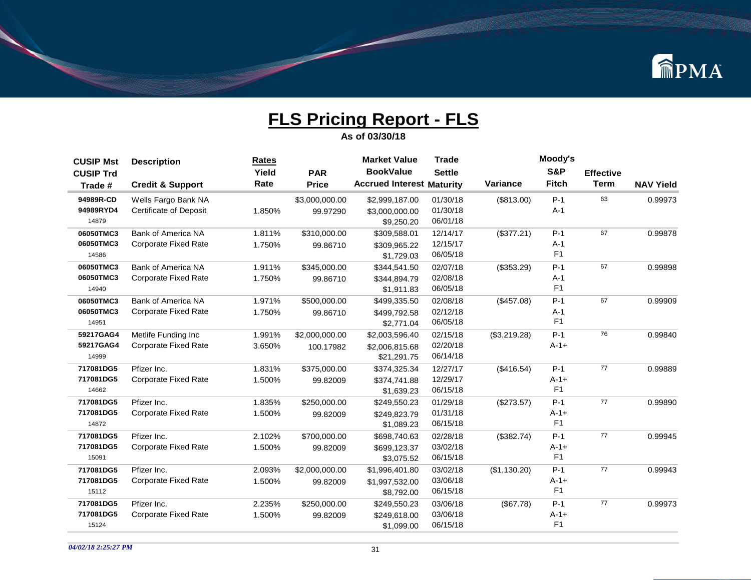# FLS Pricing Report - FLS

**As of 03/30/18**

| CUSIP Mst<br>CUSIP Trd<br>Trade # | Description<br><br>Credit & Support | Rates<br>Yield<br>Rate | PAR<br>Price | Market Value<br>BookValue<br>Accrued Interest | Trade<br>Settle<br>Maturity | Variance | Moody's<br>S&P<br>Fitch | Effective<br>Term | NAV Yield |
|---|---|---|---|---|---|---|---|---|---|
| **94989R-CD**<br>**94989RYD4**<br>14879 | Wells Fargo Bank NA<br>Certificate of Deposit | <br>1.850% | $3,000,000.00<br>99.97290 | $2,999,187.00<br>$3,000,000.00<br>$9,250.20 | 01/30/18<br>01/30/18<br>06/01/18 | ($813.00) | P-1<br>A-1 | 63 | 0.99973 |
| **06050TMC3**<br>**06050TMC3**<br>14586 | Bank of America NA<br>Corporate Fixed Rate | 1.811%<br>1.750% | $310,000.00<br>99.86710 | $309,588.01<br>$309,965.22<br>$1,729.03 | 12/14/17<br>12/15/17<br>06/05/18 | ($377.21) | P-1<br>A-1<br>F1 | 67 | 0.99878 |
| **06050TMC3**<br>**06050TMC3**<br>14940 | Bank of America NA<br>Corporate Fixed Rate | 1.911%<br>1.750% | $345,000.00<br>99.86710 | $344,541.50<br>$344,894.79<br>$1,911.83 | 02/07/18<br>02/08/18<br>06/05/18 | ($353.29) | P-1<br>A-1<br>F1 | 67 | 0.99898 |
| **06050TMC3**<br>**06050TMC3**<br>14951 | Bank of America NA<br>Corporate Fixed Rate | 1.971%<br>1.750% | $500,000.00<br>99.86710 | $499,335.50<br>$499,792.58<br>$2,771.04 | 02/08/18<br>02/12/18<br>06/05/18 | ($457.08) | P-1<br>A-1<br>F1 | 67 | 0.99909 |
| **59217GAG4**<br>**59217GAG4**<br>14999 | Metlife Funding Inc<br>Corporate Fixed Rate | 1.991%<br>3.650% | $2,000,000.00<br>100.17982 | $2,003,596.40<br>$2,006,815.68<br>$21,291.75 | 02/15/18<br>02/20/18<br>06/14/18 | ($3,219.28) | P-1<br>A-1+ | 76 | 0.99840 |
| **717081DG5**<br>**717081DG5**<br>14662 | Pfizer Inc.<br>Corporate Fixed Rate | 1.831%<br>1.500% | $375,000.00<br>99.82009 | $374,325.34<br>$374,741.88<br>$1,639.23 | 12/27/17<br>12/29/17<br>06/15/18 | ($416.54) | P-1<br>A-1+<br>F1 | 77 | 0.99889 |
| **717081DG5**<br>**717081DG5**<br>14872 | Pfizer Inc.<br>Corporate Fixed Rate | 1.835%<br>1.500% | $250,000.00<br>99.82009 | $249,550.23<br>$249,823.79<br>$1,089.23 | 01/29/18<br>01/31/18<br>06/15/18 | ($273.57) | P-1<br>A-1+<br>F1 | 77 | 0.99890 |
| **717081DG5**<br>**717081DG5**<br>15091 | Pfizer Inc.<br>Corporate Fixed Rate | 2.102%<br>1.500% | $700,000.00<br>99.82009 | $698,740.63<br>$699,123.37<br>$3,075.52 | 02/28/18<br>03/02/18<br>06/15/18 | ($382.74) | P-1<br>A-1+<br>F1 | 77 | 0.99945 |
| **717081DG5**<br>**717081DG5**<br>15112 | Pfizer Inc.<br>Corporate Fixed Rate | 2.093%<br>1.500% | $2,000,000.00<br>99.82009 | $1,996,401.80<br>$1,997,532.00<br>$8,792.00 | 03/02/18<br>03/06/18<br>06/15/18 | ($1,130.20) | P-1<br>A-1+<br>F1 | 77 | 0.99943 |
| **717081DG5**<br>**717081DG5**<br>15124 | Pfizer Inc.<br>Corporate Fixed Rate | 2.235%<br>1.500% | $250,000.00<br>99.82009 | $249,550.23<br>$249,618.00<br>$1,099.00 | 03/06/18<br>03/06/18<br>06/15/18 | ($67.78) | P-1<br>A-1+<br>F1 | 77 | 0.99973 |

*04/02/18 2:25:27 PM*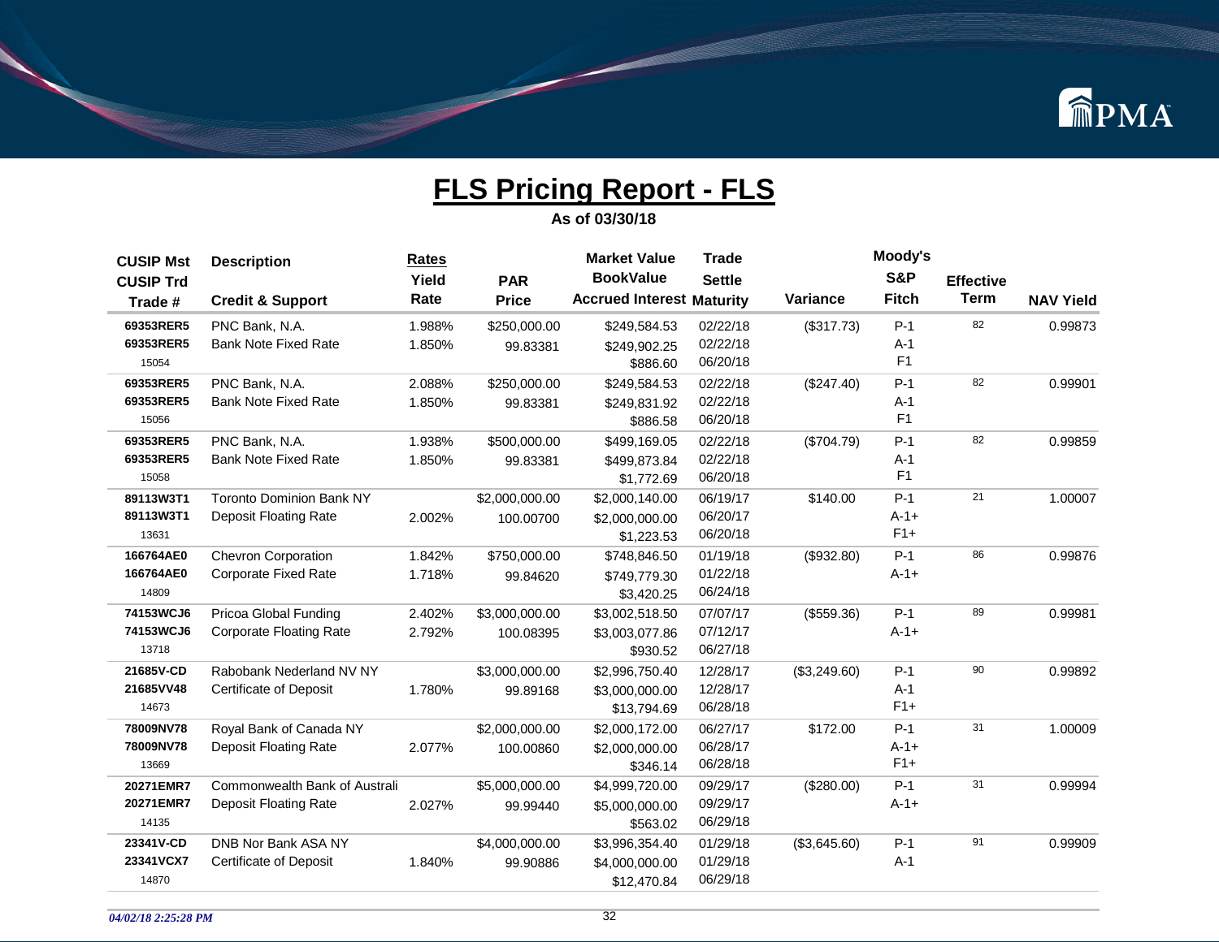# FLS Pricing Report - FLS

**As of 03/30/18**

| CUSIP Mst<br>CUSIP Trd<br>Trade # | Description<br><br>Credit & Support | Rates<br>Yield<br>Rate | PAR<br>Price | Market Value<br>BookValue<br>Accrued Interest | Trade<br>Settle<br>Maturity | Variance | Moody's<br>S&P<br>Fitch | Effective<br>Term | NAV Yield |
|---|---|---|---|---|---|---|---|---|---|
| 69353RER5<br>69353RER5<br>15054 | PNC Bank, N.A.<br>Bank Note Fixed Rate | 1.988%<br>1.850% | $250,000.00<br>99.83381 | $249,584.53<br>$249,902.25<br>$886.60 | 02/22/18<br>02/22/18<br>06/20/18 | ($317.73) | P-1<br>A-1<br>F1 | 82 | 0.99873 |
| 69353RER5<br>69353RER5<br>15056 | PNC Bank, N.A.<br>Bank Note Fixed Rate | 2.088%<br>1.850% | $250,000.00<br>99.83381 | $249,584.53<br>$249,831.92<br>$886.58 | 02/22/18<br>02/22/18<br>06/20/18 | ($247.40) | P-1<br>A-1<br>F1 | 82 | 0.99901 |
| 69353RER5<br>69353RER5<br>15058 | PNC Bank, N.A.<br>Bank Note Fixed Rate | 1.938%<br>1.850% | $500,000.00<br>99.83381 | $499,169.05<br>$499,873.84<br>$1,772.69 | 02/22/18<br>02/22/18<br>06/20/18 | ($704.79) | P-1<br>A-1<br>F1 | 82 | 0.99859 |
| 89113W3T1<br>89113W3T1<br>13631 | Toronto Dominion Bank NY<br>Deposit Floating Rate | <br>2.002% | $2,000,000.00<br>100.00700 | $2,000,140.00<br>$2,000,000.00<br>$1,223.53 | 06/19/17<br>06/20/17<br>06/20/18 | $140.00 | P-1<br>A-1+<br>F1+ | 21 | 1.00007 |
| 166764AE0<br>166764AE0<br>14809 | Chevron Corporation<br>Corporate Fixed Rate | 1.842%<br>1.718% | $750,000.00<br>99.84620 | $748,846.50<br>$749,779.30<br>$3,420.25 | 01/19/18<br>01/22/18<br>06/24/18 | ($932.80) | P-1<br>A-1+ | 86 | 0.99876 |
| 74153WCJ6<br>74153WCJ6<br>13718 | Pricoa Global Funding<br>Corporate Floating Rate | 2.402%<br>2.792% | $3,000,000.00<br>100.08395 | $3,002,518.50<br>$3,003,077.86<br>$930.52 | 07/07/17<br>07/12/17<br>06/27/18 | ($559.36) | P-1<br>A-1+ | 89 | 0.99981 |
| 21685V-CD<br>21685VV48<br>14673 | Rabobank Nederland NV NY<br>Certificate of Deposit | <br>1.780% | $3,000,000.00<br>99.89168 | $2,996,750.40<br>$3,000,000.00<br>$13,794.69 | 12/28/17<br>12/28/17<br>06/28/18 | ($3,249.60) | P-1<br>A-1<br>F1+ | 90 | 0.99892 |
| 78009NV78<br>78009NV78<br>13669 | Royal Bank of Canada NY<br>Deposit Floating Rate | <br>2.077% | $2,000,000.00<br>100.00860 | $2,000,172.00<br>$2,000,000.00<br>$346.14 | 06/27/17<br>06/28/17<br>06/28/18 | $172.00 | P-1<br>A-1+<br>F1+ | 31 | 1.00009 |
| 20271EMR7<br>20271EMR7<br>14135 | Commonwealth Bank of Australi<br>Deposit Floating Rate | <br>2.027% | $5,000,000.00<br>99.99440 | $4,999,720.00<br>$5,000,000.00<br>$563.02 | 09/29/17<br>09/29/17<br>06/29/18 | ($280.00) | P-1<br>A-1+ | 31 | 0.99994 |
| 23341V-CD<br>23341VCX7<br>14870 | DNB Nor Bank ASA NY<br>Certificate of Deposit | <br>1.840% | $4,000,000.00<br>99.90886 | $3,996,354.40<br>$4,000,000.00<br>$12,470.84 | 01/29/18<br>01/29/18<br>06/29/18 | ($3,645.60) | P-1<br>A-1 | 91 | 0.99909 |

*04/02/18 2:25:28 PM*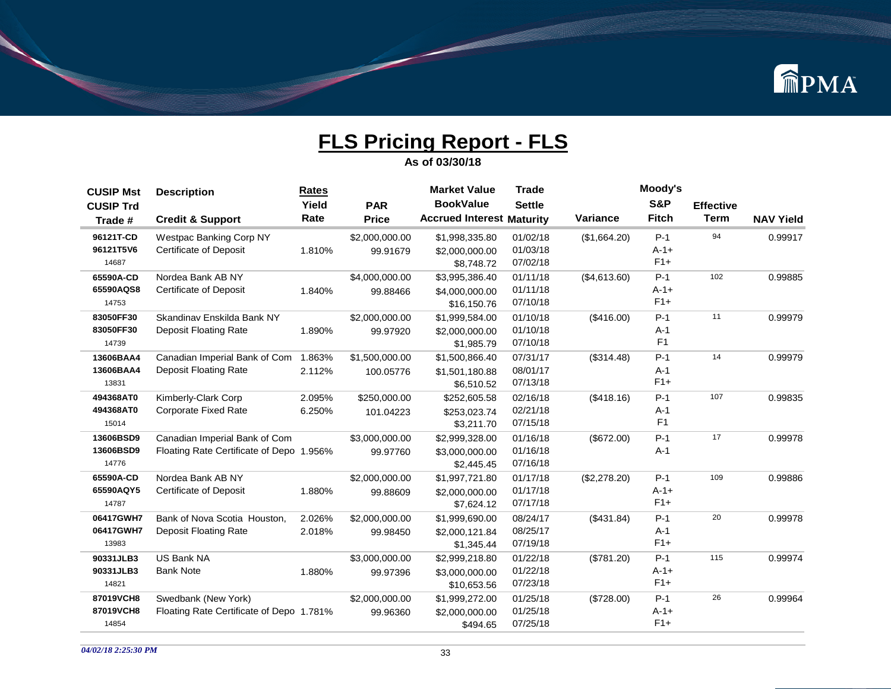# FLS Pricing Report - FLS

**As of 03/30/18**

| CUSIP Mst<br>CUSIP Trd<br>Trade # | Description<br><br>Credit & Support | Rates<br>Yield<br>Rate | PAR<br>Price | Market Value<br>BookValue<br>Accrued Interest | Trade<br>Settle<br>Maturity | Variance | Moody's<br>S&P<br>Fitch | Effective<br>Term | NAV Yield |
|---|---|---|---|---|---|---|---|---|---|
| 96121T-CD<br>96121T5V6<br>14687 | Westpac Banking Corp NY<br>Certificate of Deposit | <br>1.810% | $2,000,000.00<br>99.91679 | $1,998,335.80<br>$2,000,000.00<br>$8,748.72 | 01/02/18<br>01/03/18<br>07/02/18 | ($1,664.20) | P-1<br>A-1+<br>F1+ | 94 | 0.99917 |
| 65590A-CD<br>65590AQS8<br>14753 | Nordea Bank AB NY<br>Certificate of Deposit | <br>1.840% | $4,000,000.00<br>99.88466 | $3,995,386.40<br>$4,000,000.00<br>$16,150.76 | 01/11/18<br>01/11/18<br>07/10/18 | ($4,613.60) | P-1<br>A-1+<br>F1+ | 102 | 0.99885 |
| 83050FF30<br>83050FF30<br>14739 | Skandinav Enskilda Bank NY<br>Deposit Floating Rate | <br>1.890% | $2,000,000.00<br>99.97920 | $1,999,584.00<br>$2,000,000.00<br>$1,985.79 | 01/10/18<br>01/10/18<br>07/10/18 | ($416.00) | P-1<br>A-1<br>F1 | 11 | 0.99979 |
| 13606BAA4<br>13606BAA4<br>13831 | Canadian Imperial Bank of Com<br>Deposit Floating Rate | 1.863%<br>2.112% | $1,500,000.00<br>100.05776 | $1,500,866.40<br>$1,501,180.88<br>$6,510.52 | 07/31/17<br>08/01/17<br>07/13/18 | ($314.48) | P-1<br>A-1<br>F1+ | 14 | 0.99979 |
| 494368AT0<br>494368AT0<br>15014 | Kimberly-Clark Corp<br>Corporate Fixed Rate | 2.095%<br>6.250% | $250,000.00<br>101.04223 | $252,605.58<br>$253,023.74<br>$3,211.70 | 02/16/18<br>02/21/18<br>07/15/18 | ($418.16) | P-1<br>A-1<br>F1 | 107 | 0.99835 |
| 13606BSD9<br>13606BSD9<br>14776 | Canadian Imperial Bank of Com<br>Floating Rate Certificate of Depo | <br>1.956% | $3,000,000.00<br>99.97760 | $2,999,328.00<br>$3,000,000.00<br>$2,445.45 | 01/16/18<br>01/16/18<br>07/16/18 | ($672.00) | P-1<br>A-1 | 17 | 0.99978 |
| 65590A-CD<br>65590AQY5<br>14787 | Nordea Bank AB NY<br>Certificate of Deposit | <br>1.880% | $2,000,000.00<br>99.88609 | $1,997,721.80<br>$2,000,000.00<br>$7,624.12 | 01/17/18<br>01/17/18<br>07/17/18 | ($2,278.20) | P-1<br>A-1+<br>F1+ | 109 | 0.99886 |
| 06417GWH7<br>06417GWH7<br>13983 | Bank of Nova Scotia Houston,<br>Deposit Floating Rate | 2.026%<br>2.018% | $2,000,000.00<br>99.98450 | $1,999,690.00<br>$2,000,121.84<br>$1,345.44 | 08/24/17<br>08/25/17<br>07/19/18 | ($431.84) | P-1<br>A-1<br>F1+ | 20 | 0.99978 |
| 90331JLB3<br>90331JLB3<br>14821 | US Bank NA<br>Bank Note | <br>1.880% | $3,000,000.00<br>99.97396 | $2,999,218.80<br>$3,000,000.00<br>$10,653.56 | 01/22/18<br>01/22/18<br>07/23/18 | ($781.20) | P-1<br>A-1+<br>F1+ | 115 | 0.99974 |
| 87019VCH8<br>87019VCH8<br>14854 | Swedbank (New York)<br>Floating Rate Certificate of Depo | <br>1.781% | $2,000,000.00<br>99.96360 | $1,999,272.00<br>$2,000,000.00<br>$494.65 | 01/25/18<br>01/25/18<br>07/25/18 | ($728.00) | P-1<br>A-1+<br>F1+ | 26 | 0.99964 |

*04/02/18 2:25:30 PM*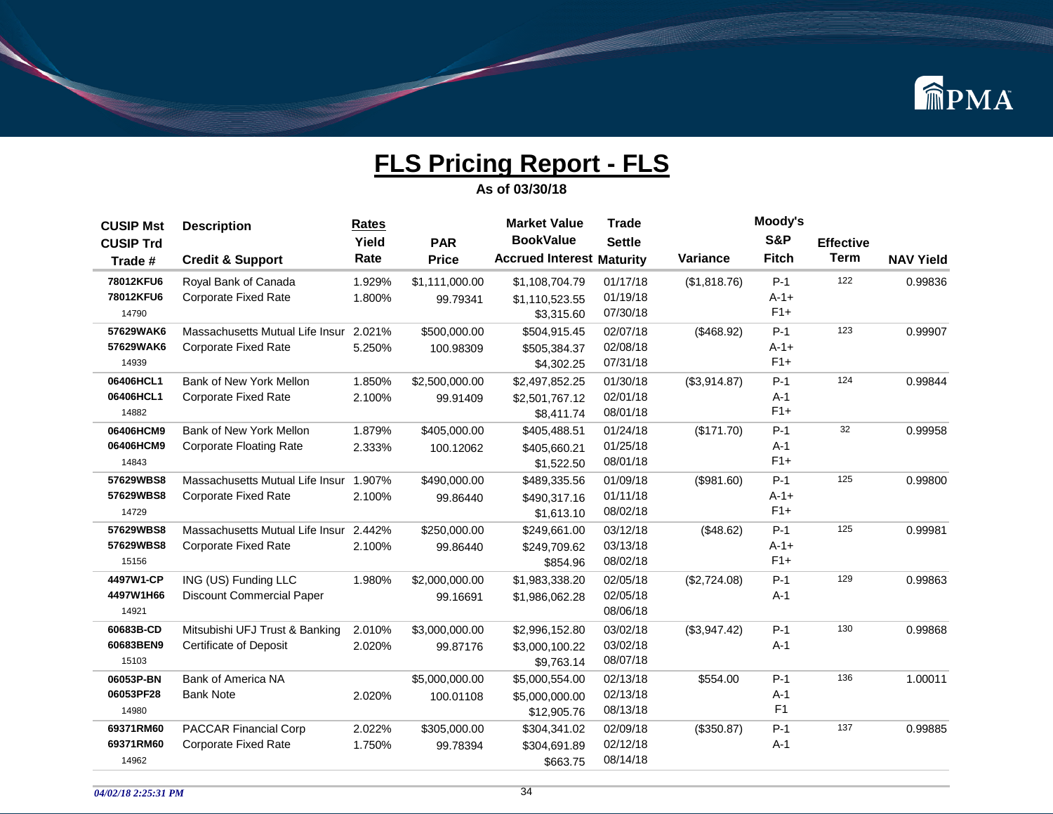# FLS Pricing Report - FLS

**As of 03/30/18**

| CUSIP Mst<br>CUSIP Trd<br>Trade # | Description<br><br>Credit & Support | Rates<br>Yield<br>Rate | PAR<br>Price | Market Value<br>BookValue<br>Accrued Interest | Trade<br>Settle<br>Maturity | Variance | Moody's<br>S&P<br>Fitch | Effective<br>Term | NAV Yield |
|---|---|---|---|---|---|---|---|---|---|
| 78012KFU6<br>78012KFU6<br>14790 | Royal Bank of Canada<br>Corporate Fixed Rate | 1.929%<br>1.800% | $1,111,000.00<br>99.79341 | $1,108,704.79<br>$1,110,523.55<br>$3,315.60 | 01/17/18<br>01/19/18<br>07/30/18 | ($1,818.76) | P-1<br>A-1+<br>F1+ | 122 | 0.99836 |
| 57629WAK6<br>57629WAK6<br>14939 | Massachusetts Mutual Life Insur<br>Corporate Fixed Rate | 2.021%<br>5.250% | $500,000.00<br>100.98309 | $504,915.45<br>$505,384.37<br>$4,302.25 | 02/07/18<br>02/08/18<br>07/31/18 | ($468.92) | P-1<br>A-1+<br>F1+ | 123 | 0.99907 |
| 06406HCL1<br>06406HCL1<br>14882 | Bank of New York Mellon<br>Corporate Fixed Rate | 1.850%<br>2.100% | $2,500,000.00<br>99.91409 | $2,497,852.25<br>$2,501,767.12<br>$8,411.74 | 01/30/18<br>02/01/18<br>08/01/18 | ($3,914.87) | P-1<br>A-1<br>F1+ | 124 | 0.99844 |
| 06406HCM9<br>06406HCM9<br>14843 | Bank of New York Mellon<br>Corporate Floating Rate | 1.879%<br>2.333% | $405,000.00<br>100.12062 | $405,488.51<br>$405,660.21<br>$1,522.50 | 01/24/18<br>01/25/18<br>08/01/18 | ($171.70) | P-1<br>A-1<br>F1+ | 32 | 0.99958 |
| 57629WBS8<br>57629WBS8<br>14729 | Massachusetts Mutual Life Insur<br>Corporate Fixed Rate | 1.907%<br>2.100% | $490,000.00<br>99.86440 | $489,335.56<br>$490,317.16<br>$1,613.10 | 01/09/18<br>01/11/18<br>08/02/18 | ($981.60) | P-1<br>A-1+<br>F1+ | 125 | 0.99800 |
| 57629WBS8<br>57629WBS8<br>15156 | Massachusetts Mutual Life Insur<br>Corporate Fixed Rate | 2.442%<br>2.100% | $250,000.00<br>99.86440 | $249,661.00<br>$249,709.62<br>$854.96 | 03/12/18<br>03/13/18<br>08/02/18 | ($48.62) | P-1<br>A-1+<br>F1+ | 125 | 0.99981 |
| 4497W1-CP<br>4497W1H66<br>14921 | ING (US) Funding LLC<br>Discount Commercial Paper | 1.980% | $2,000,000.00<br>99.16691 | $1,983,338.20<br>$1,986,062.28 | 02/05/18<br>02/05/18<br>08/06/18 | ($2,724.08) | P-1<br>A-1 | 129 | 0.99863 |
| 60683B-CD<br>60683BEN9<br>15103 | Mitsubishi UFJ Trust & Banking<br>Certificate of Deposit | 2.010%<br>2.020% | $3,000,000.00<br>99.87176 | $2,996,152.80<br>$3,000,100.22<br>$9,763.14 | 03/02/18<br>03/02/18<br>08/07/18 | ($3,947.42) | P-1<br>A-1 | 130 | 0.99868 |
| 06053P-BN<br>06053PF28<br>14980 | Bank of America NA<br>Bank Note | 2.020% | $5,000,000.00<br>100.01108 | $5,000,554.00<br>$5,000,000.00<br>$12,905.76 | 02/13/18<br>02/13/18<br>08/13/18 | $554.00 | P-1<br>A-1<br>F1 | 136 | 1.00011 |
| 69371RM60<br>69371RM60<br>14962 | PACCAR Financial Corp<br>Corporate Fixed Rate | 2.022%<br>1.750% | $305,000.00<br>99.78394 | $304,341.02<br>$304,691.89<br>$663.75 | 02/09/18<br>02/12/18<br>08/14/18 | ($350.87) | P-1<br>A-1 | 137 | 0.99885 |

*04/02/18 2:25:31 PM*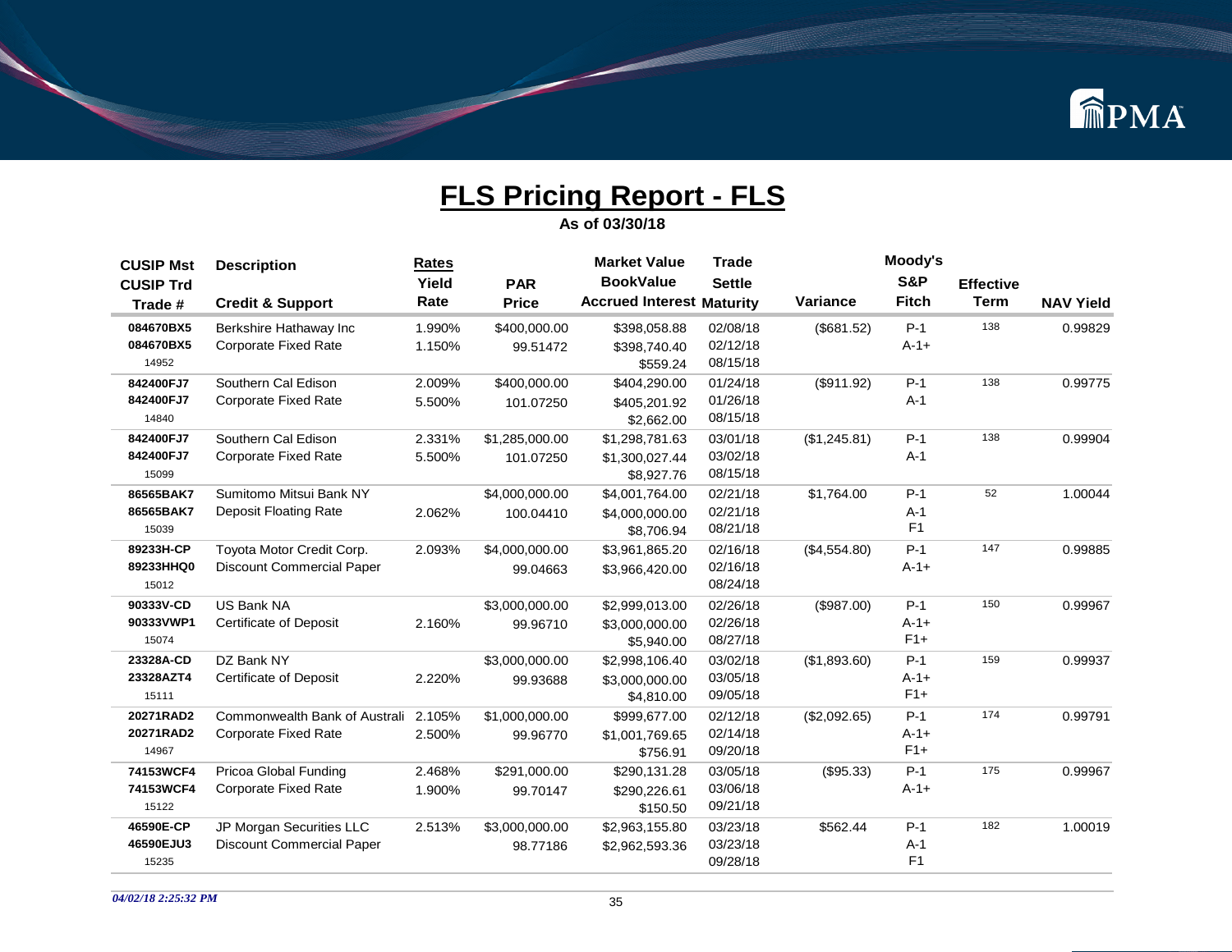# FLS Pricing Report - FLS

**As of 03/30/18**

| CUSIP Mst<br>CUSIP Trd<br>Trade # | Description<br><br>Credit & Support | Rates<br>Yield<br>Rate | PAR<br>Price | Market Value<br>BookValue<br>Accrued Interest | Trade<br>Settle<br>Maturity | Variance | Moody's<br>S&P<br>Fitch | Effective<br>Term | NAV Yield |
|---|---|---|---|---|---|---|---|---|---|
| 084670BX5<br>084670BX5<br>14952 | Berkshire Hathaway Inc<br>Corporate Fixed Rate | 1.990%<br>1.150% | $400,000.00<br>99.51472 | $398,058.88<br>$398,740.40<br>$559.24 | 02/08/18<br>02/12/18<br>08/15/18 | ($681.52) | P-1<br>A-1+ | 138 | 0.99829 |
| 842400FJ7<br>842400FJ7<br>14840 | Southern Cal Edison<br>Corporate Fixed Rate | 2.009%<br>5.500% | $400,000.00<br>101.07250 | $404,290.00<br>$405,201.92<br>$2,662.00 | 01/24/18<br>01/26/18<br>08/15/18 | ($911.92) | P-1<br>A-1 | 138 | 0.99775 |
| 842400FJ7<br>842400FJ7<br>15099 | Southern Cal Edison<br>Corporate Fixed Rate | 2.331%<br>5.500% | $1,285,000.00<br>101.07250 | $1,298,781.63<br>$1,300,027.44<br>$8,927.76 | 03/01/18<br>03/02/18<br>08/15/18 | ($1,245.81) | P-1<br>A-1 | 138 | 0.99904 |
| 86565BAK7<br>86565BAK7<br>15039 | Sumitomo Mitsui Bank NY<br>Deposit Floating Rate | <br>2.062% | $4,000,000.00<br>100.04410 | $4,001,764.00<br>$4,000,000.00<br>$8,706.94 | 02/21/18<br>02/21/18<br>08/21/18 | $1,764.00 | P-1<br>A-1<br>F1 | 52 | 1.00044 |
| 89233H-CP<br>89233HHQ0<br>15012 | Toyota Motor Credit Corp.<br>Discount Commercial Paper | 2.093% | $4,000,000.00<br>99.04663 | $3,961,865.20<br>$3,966,420.00 | 02/16/18<br>02/16/18<br>08/24/18 | ($4,554.80) | P-1<br>A-1+ | 147 | 0.99885 |
| 90333V-CD<br>90333VWP1<br>15074 | US Bank NA<br>Certificate of Deposit | <br>2.160% | $3,000,000.00<br>99.96710 | $2,999,013.00<br>$3,000,000.00<br>$5,940.00 | 02/26/18<br>02/26/18<br>08/27/18 | ($987.00) | P-1<br>A-1+<br>F1+ | 150 | 0.99967 |
| 23328A-CD<br>23328AZT4<br>15111 | DZ Bank NY<br>Certificate of Deposit | <br>2.220% | $3,000,000.00<br>99.93688 | $2,998,106.40<br>$3,000,000.00<br>$4,810.00 | 03/02/18<br>03/05/18<br>09/05/18 | ($1,893.60) | P-1<br>A-1+<br>F1+ | 159 | 0.99937 |
| 20271RAD2<br>20271RAD2<br>14967 | Commonwealth Bank of Australi<br>Corporate Fixed Rate | 2.105%<br>2.500% | $1,000,000.00<br>99.96770 | $999,677.00<br>$1,001,769.65<br>$756.91 | 02/12/18<br>02/14/18<br>09/20/18 | ($2,092.65) | P-1<br>A-1+<br>F1+ | 174 | 0.99791 |
| 74153WCF4<br>74153WCF4<br>15122 | Pricoa Global Funding<br>Corporate Fixed Rate | 2.468%<br>1.900% | $291,000.00<br>99.70147 | $290,131.28<br>$290,226.61<br>$150.50 | 03/05/18<br>03/06/18<br>09/21/18 | ($95.33) | P-1<br>A-1+ | 175 | 0.99967 |
| 46590E-CP<br>46590EJU3<br>15235 | JP Morgan Securities LLC<br>Discount Commercial Paper | 2.513% | $3,000,000.00<br>98.77186 | $2,963,155.80<br>$2,962,593.36 | 03/23/18<br>03/23/18<br>09/28/18 | $562.44 | P-1<br>A-1<br>F1 | 182 | 1.00019 |

*04/02/18 2:25:32 PM*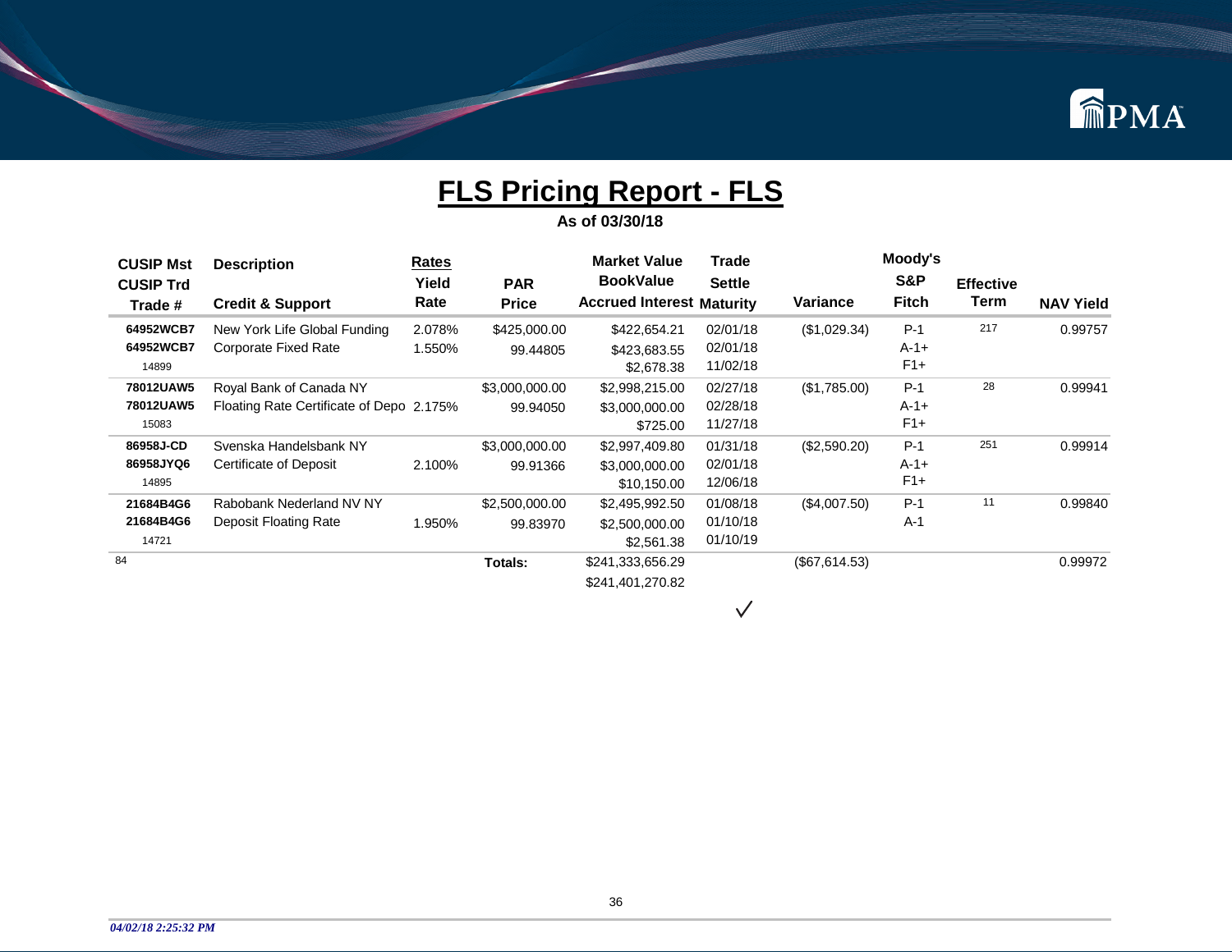# FLS Pricing Report - FLS

**As of 03/30/18**

| CUSIP Mst<br>CUSIP Trd<br>Trade # | Description<br><br>Credit & Support | Rates<br>Yield<br>Rate | PAR<br>Price | Market Value<br>BookValue<br>Accrued Interest | Trade<br>Settle<br>Maturity | Variance | Moody's<br>S&P<br>Fitch | Effective<br>Term | NAV Yield |
|---|---|---|---|---|---|---|---|---|---|
| 64952WCB7<br>64952WCB7<br>14899 | New York Life Global Funding<br>Corporate Fixed Rate | 2.078%<br>1.550% | $425,000.00<br>99.44805 | $422,654.21<br>$423,683.55<br>$2,678.38 | 02/01/18<br>02/01/18<br>11/02/18 | ($1,029.34) | P-1<br>A-1+<br>F1+ | 217 | 0.99757 |
| 78012UAW5<br>78012UAW5<br>15083 | Royal Bank of Canada NY<br>Floating Rate Certificate of Depo | 2.175% | $3,000,000.00<br>99.94050 | $2,998,215.00<br>$3,000,000.00<br>$725.00 | 02/27/18<br>02/28/18<br>11/27/18 | ($1,785.00) | P-1<br>A-1+<br>F1+ | 28 | 0.99941 |
| 86958J-CD<br>86958JYQ6<br>14895 | Svenska Handelsbank NY<br>Certificate of Deposit | 2.100% | $3,000,000.00<br>99.91366 | $2,997,409.80<br>$3,000,000.00<br>$10,150.00 | 01/31/18<br>02/01/18<br>12/06/18 | ($2,590.20) | P-1<br>A-1+<br>F1+ | 251 | 0.99914 |
| 21684B4G6<br>21684B4G6<br>14721 | Rabobank Nederland NV NY<br>Deposit Floating Rate | 1.950% | $2,500,000.00<br>99.83970 | $2,495,992.50<br>$2,500,000.00<br>$2,561.38 | 01/08/18<br>01/10/18<br>01/10/19 | ($4,007.50) | P-1<br>A-1 | 11 | 0.99840 |
| 84 | | | **Totals:** | $241,333,656.29<br>$241,401,270.82 | | ($67,614.53) | | | 0.99972 |

✓

*04/02/18 2:25:32 PM*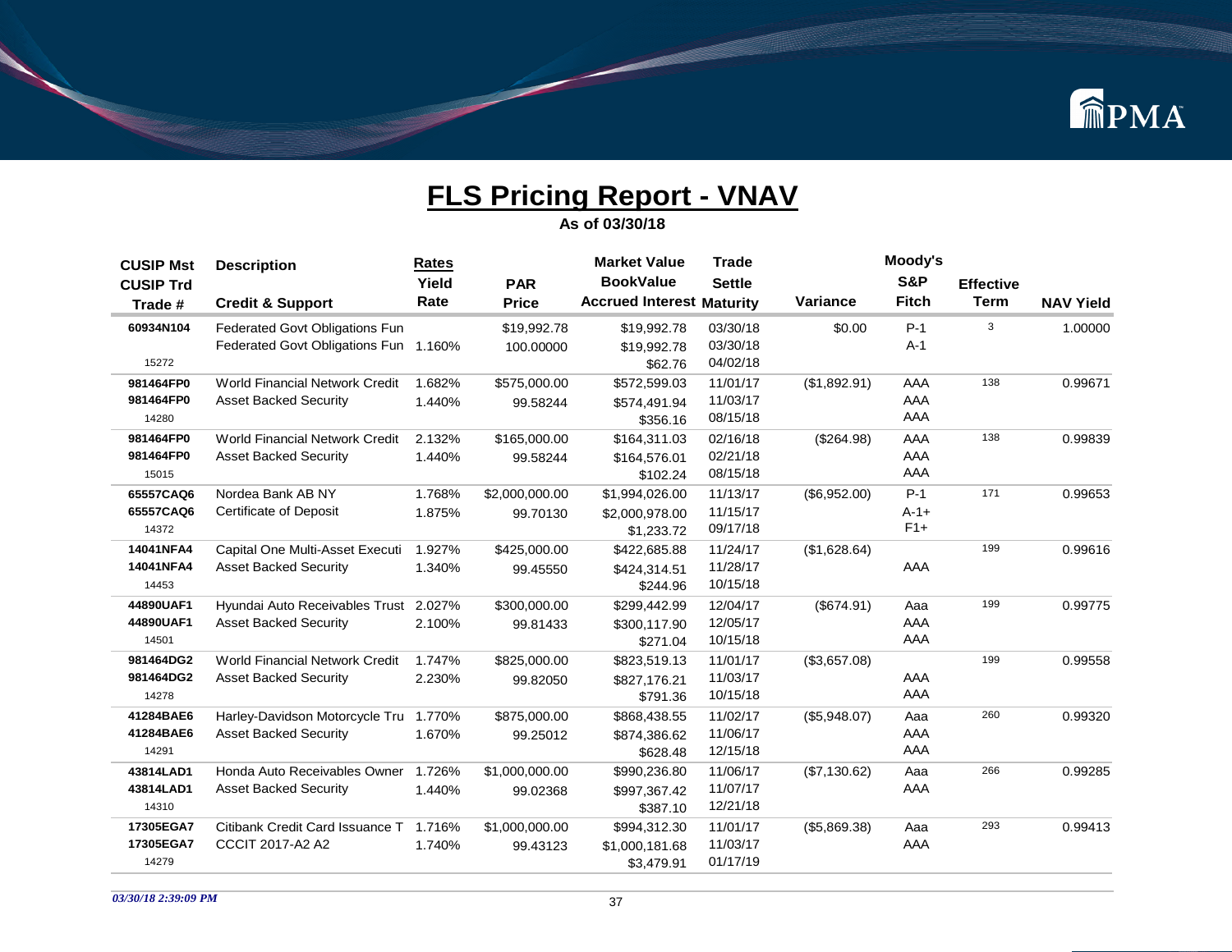# FLS Pricing Report - VNAV

**As of 03/30/18**

| CUSIP Mst<br>CUSIP Trd<br>Trade # | Description<br><br>Credit & Support | Rates<br>Yield<br>Rate | PAR<br>Price | Market Value<br>BookValue<br>Accrued Interest | Trade<br>Settle<br>Maturity | Variance | Moody's<br>S&P<br>Fitch | Effective<br>Term | NAV Yield |
|---|---|---|---|---|---|---|---|---|---|
| 60934N104<br><br>15272 | Federated Govt Obligations Fun<br>Federated Govt Obligations Fun | <br>1.160% | $19,992.78<br>100.00000 | $19,992.78<br>$19,992.78<br>$62.76 | 03/30/18<br>03/30/18<br>04/02/18 | $0.00 | P-1<br>A-1 | 3 | 1.00000 |
| 981464FP0<br>981464FP0<br>14280 | World Financial Network Credit<br>Asset Backed Security | 1.682%<br>1.440% | $575,000.00<br>99.58244 | $572,599.03<br>$574,491.94<br>$356.16 | 11/01/17<br>11/03/17<br>08/15/18 | ($1,892.91) | AAA<br>AAA<br>AAA | 138 | 0.99671 |
| 981464FP0<br>981464FP0<br>15015 | World Financial Network Credit<br>Asset Backed Security | 2.132%<br>1.440% | $165,000.00<br>99.58244 | $164,311.03<br>$164,576.01<br>$102.24 | 02/16/18<br>02/21/18<br>08/15/18 | ($264.98) | AAA<br>AAA<br>AAA | 138 | 0.99839 |
| 65557CAQ6<br>65557CAQ6<br>14372 | Nordea Bank AB NY<br>Certificate of Deposit | 1.768%<br>1.875% | $2,000,000.00<br>99.70130 | $1,994,026.00<br>$2,000,978.00<br>$1,233.72 | 11/13/17<br>11/15/17<br>09/17/18 | ($6,952.00) | P-1<br>A-1+<br>F1+ | 171 | 0.99653 |
| 14041NFA4<br>14041NFA4<br>14453 | Capital One Multi-Asset Executi<br>Asset Backed Security | 1.927%<br>1.340% | $425,000.00<br>99.45550 | $422,685.88<br>$424,314.51<br>$244.96 | 11/24/17<br>11/28/17<br>10/15/18 | ($1,628.64) | <br>AAA | 199 | 0.99616 |
| 44890UAF1<br>44890UAF1<br>14501 | Hyundai Auto Receivables Trust<br>Asset Backed Security | 2.027%<br>2.100% | $300,000.00<br>99.81433 | $299,442.99<br>$300,117.90<br>$271.04 | 12/04/17<br>12/05/17<br>10/15/18 | ($674.91) | Aaa<br>AAA<br>AAA | 199 | 0.99775 |
| 981464DG2<br>981464DG2<br>14278 | World Financial Network Credit<br>Asset Backed Security | 1.747%<br>2.230% | $825,000.00<br>99.82050 | $823,519.13<br>$827,176.21<br>$791.36 | 11/01/17<br>11/03/17<br>10/15/18 | ($3,657.08) | <br>AAA<br>AAA | 199 | 0.99558 |
| 41284BAE6<br>41284BAE6<br>14291 | Harley-Davidson Motorcycle Tru<br>Asset Backed Security | 1.770%<br>1.670% | $875,000.00<br>99.25012 | $868,438.55<br>$874,386.62<br>$628.48 | 11/02/17<br>11/06/17<br>12/15/18 | ($5,948.07) | Aaa<br>AAA<br>AAA | 260 | 0.99320 |
| 43814LAD1<br>43814LAD1<br>14310 | Honda Auto Receivables Owner<br>Asset Backed Security | 1.726%<br>1.440% | $1,000,000.00<br>99.02368 | $990,236.80<br>$997,367.42<br>$387.10 | 11/06/17<br>11/07/17<br>12/21/18 | ($7,130.62) | Aaa<br>AAA | 266 | 0.99285 |
| 17305EGA7<br>17305EGA7<br>14279 | Citibank Credit Card Issuance T<br>CCCIT 2017-A2 A2 | 1.716%<br>1.740% | $1,000,000.00<br>99.43123 | $994,312.30<br>$1,000,181.68<br>$3,479.91 | 11/01/17<br>11/03/17<br>01/17/19 | ($5,869.38) | Aaa<br>AAA | 293 | 0.99413 |

*03/30/18 2:39:09 PM*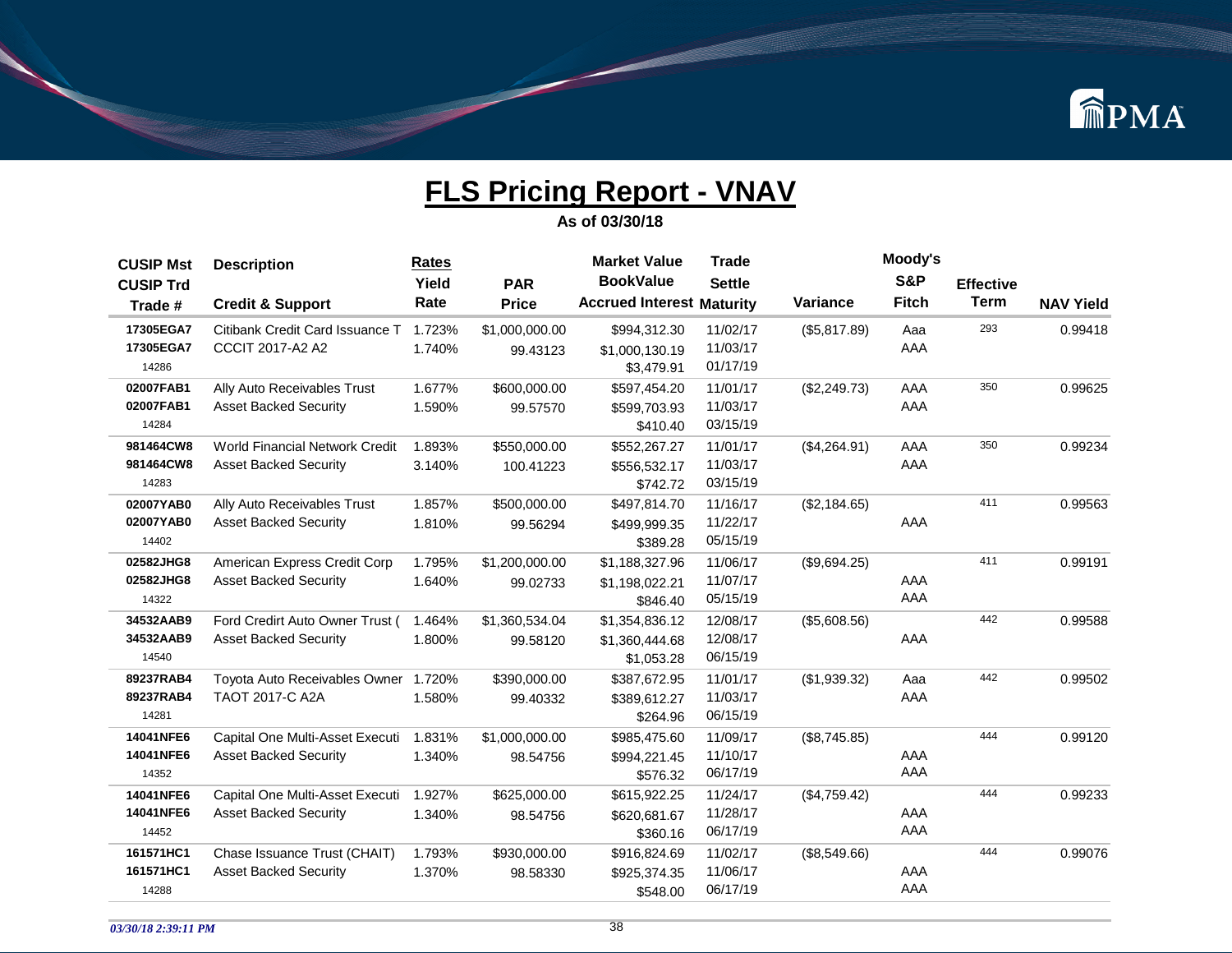# FLS Pricing Report - VNAV

**As of 03/30/18**

| CUSIP Mst<br>CUSIP Trd<br>Trade # | Description<br><br>Credit & Support | Rates<br>Yield<br>Rate | PAR<br>Price | Market Value<br>BookValue<br>Accrued Interest | Trade<br>Settle<br>Maturity | Variance | Moody's<br>S&P<br>Fitch | Effective<br>Term | NAV Yield |
|---|---|---|---|---|---|---|---|---|---|
| 17305EGA7<br>17305EGA7<br>14286 | Citibank Credit Card Issuance T<br>CCCIT 2017-A2 A2 | 1.723%<br>1.740% | $1,000,000.00<br>99.43123 | $994,312.30<br>$1,000,130.19<br>$3,479.91 | 11/02/17<br>11/03/17<br>01/17/19 | ($5,817.89) | Aaa<br>AAA | 293 | 0.99418 |
| 02007FAB1<br>02007FAB1<br>14284 | Ally Auto Receivables Trust<br>Asset Backed Security | 1.677%<br>1.590% | $600,000.00<br>99.57570 | $597,454.20<br>$599,703.93<br>$410.40 | 11/01/17<br>11/03/17<br>03/15/19 | ($2,249.73) | AAA<br>AAA | 350 | 0.99625 |
| 981464CW8<br>981464CW8<br>14283 | World Financial Network Credit<br>Asset Backed Security | 1.893%<br>3.140% | $550,000.00<br>100.41223 | $552,267.27<br>$556,532.17<br>$742.72 | 11/01/17<br>11/03/17<br>03/15/19 | ($4,264.91) | AAA<br>AAA | 350 | 0.99234 |
| 02007YAB0<br>02007YAB0<br>14402 | Ally Auto Receivables Trust<br>Asset Backed Security | 1.857%<br>1.810% | $500,000.00<br>99.56294 | $497,814.70<br>$499,999.35<br>$389.28 | 11/16/17<br>11/22/17<br>05/15/19 | ($2,184.65) | AAA | 411 | 0.99563 |
| 02582JHG8<br>02582JHG8<br>14322 | American Express Credit Corp<br>Asset Backed Security | 1.795%<br>1.640% | $1,200,000.00<br>99.02733 | $1,188,327.96<br>$1,198,022.21<br>$846.40 | 11/06/17<br>11/07/17<br>05/15/19 | ($9,694.25) | AAA<br>AAA | 411 | 0.99191 |
| 34532AAB9<br>34532AAB9<br>14540 | Ford Credit Auto Owner Trust (<br>Asset Backed Security | 1.464%<br>1.800% | $1,360,534.04<br>99.58120 | $1,354,836.12<br>$1,360,444.68<br>$1,053.28 | 12/08/17<br>12/08/17<br>06/15/19 | ($5,608.56) | AAA | 442 | 0.99588 |
| 89237RAB4<br>89237RAB4<br>14281 | Toyota Auto Receivables Owner<br>TAOT 2017-C A2A | 1.720%<br>1.580% | $390,000.00<br>99.40332 | $387,672.95<br>$389,612.27<br>$264.96 | 11/01/17<br>11/03/17<br>06/15/19 | ($1,939.32) | Aaa<br>AAA | 442 | 0.99502 |
| 14041NFE6<br>14041NFE6<br>14352 | Capital One Multi-Asset Executi<br>Asset Backed Security | 1.831%<br>1.340% | $1,000,000.00<br>98.54756 | $985,475.60<br>$994,221.45<br>$576.32 | 11/09/17<br>11/10/17<br>06/17/19 | ($8,745.85) | AAA<br>AAA | 444 | 0.99120 |
| 14041NFE6<br>14041NFE6<br>14452 | Capital One Multi-Asset Executi<br>Asset Backed Security | 1.927%<br>1.340% | $625,000.00<br>98.54756 | $615,922.25<br>$620,681.67<br>$360.16 | 11/24/17<br>11/28/17<br>06/17/19 | ($4,759.42) | AAA<br>AAA | 444 | 0.99233 |
| 161571HC1<br>161571HC1<br>14288 | Chase Issuance Trust (CHAIT)<br>Asset Backed Security | 1.793%<br>1.370% | $930,000.00<br>98.58330 | $916,824.69<br>$925,374.35<br>$548.00 | 11/02/17<br>11/06/17<br>06/17/19 | ($8,549.66) | AAA<br>AAA | 444 | 0.99076 |

*03/30/18 2:39:11 PM*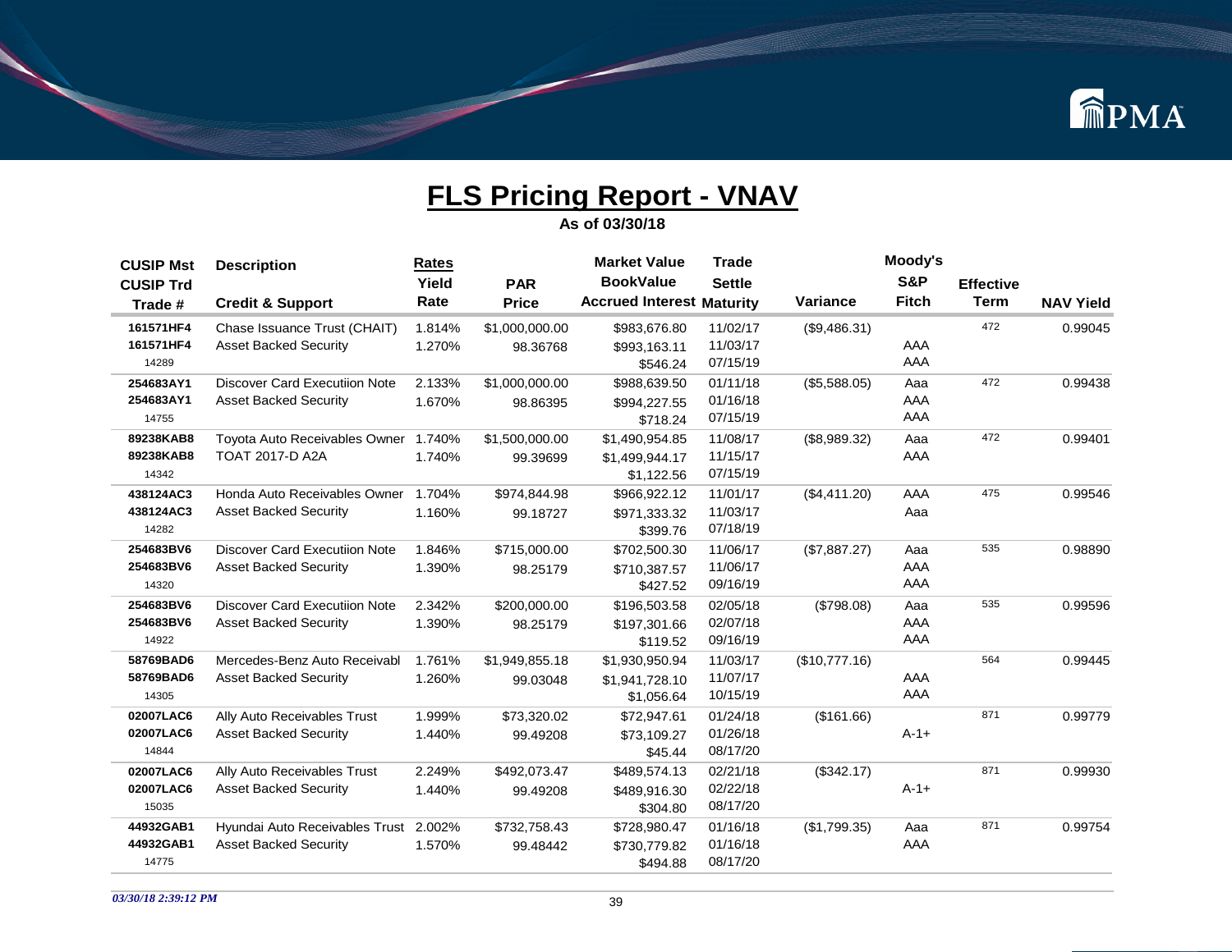## FLS Pricing Report - VNAV

**As of 03/30/18**

| CUSIP Mst<br>CUSIP Trd<br>Trade # | Description<br><br>Credit & Support | Rates<br>Yield<br>Rate | PAR<br>Price | Market Value<br>BookValue<br>Accrued Interest | Trade<br>Settle<br>Maturity | Variance | Moody's<br>S&P<br>Fitch | Effective<br>Term | NAV Yield |
|---|---|---|---|---|---|---|---|---|---|
| 161571HF4<br>161571HF4<br>14289 | Chase Issuance Trust (CHAIT)<br>Asset Backed Security | 1.814%<br>1.270% | $1,000,000.00<br>98.36768 | $983,676.80<br>$993,163.11<br>$546.24 | 11/02/17<br>11/03/17<br>07/15/19 | ($9,486.31) | <br>AAA<br>AAA | 472 | 0.99045 |
| 254683AY1<br>254683AY1<br>14755 | Discover Card Executiion Note<br>Asset Backed Security | 2.133%<br>1.670% | $1,000,000.00<br>98.86395 | $988,639.50<br>$994,227.55<br>$718.24 | 01/11/18<br>01/16/18<br>07/15/19 | ($5,588.05) | Aaa<br>AAA<br>AAA | 472 | 0.99438 |
| 89238KAB8<br>89238KAB8<br>14342 | Toyota Auto Receivables Owner<br>TOAT 2017-D A2A | 1.740%<br>1.740% | $1,500,000.00<br>99.39699 | $1,490,954.85<br>$1,499,944.17<br>$1,122.56 | 11/08/17<br>11/15/17<br>07/15/19 | ($8,989.32) | Aaa<br>AAA | 472 | 0.99401 |
| 438124AC3<br>438124AC3<br>14282 | Honda Auto Receivables Owner<br>Asset Backed Security | 1.704%<br>1.160% | $974,844.98<br>99.18727 | $966,922.12<br>$971,333.32<br>$399.76 | 11/01/17<br>11/03/17<br>07/18/19 | ($4,411.20) | AAA<br>Aaa | 475 | 0.99546 |
| 254683BV6<br>254683BV6<br>14320 | Discover Card Executiion Note<br>Asset Backed Security | 1.846%<br>1.390% | $715,000.00<br>98.25179 | $702,500.30<br>$710,387.57<br>$427.52 | 11/06/17<br>11/06/17<br>09/16/19 | ($7,887.27) | Aaa<br>AAA<br>AAA | 535 | 0.98890 |
| 254683BV6<br>254683BV6<br>14922 | Discover Card Executiion Note<br>Asset Backed Security | 2.342%<br>1.390% | $200,000.00<br>98.25179 | $196,503.58<br>$197,301.66<br>$119.52 | 02/05/18<br>02/07/18<br>09/16/19 | ($798.08) | Aaa<br>AAA<br>AAA | 535 | 0.99596 |
| 58769BAD6<br>58769BAD6<br>14305 | Mercedes-Benz Auto Receivabl<br>Asset Backed Security | 1.761%<br>1.260% | $1,949,855.18<br>99.03048 | $1,930,950.94<br>$1,941,728.10<br>$1,056.64 | 11/03/17<br>11/07/17<br>10/15/19 | ($10,777.16) | <br>AAA<br>AAA | 564 | 0.99445 |
| 02007LAC6<br>02007LAC6<br>14844 | Ally Auto Receivables Trust<br>Asset Backed Security | 1.999%<br>1.440% | $73,320.02<br>99.49208 | $72,947.61<br>$73,109.27<br>$45.44 | 01/24/18<br>01/26/18<br>08/17/20 | ($161.66) | <br>A-1+ | 871 | 0.99779 |
| 02007LAC6<br>02007LAC6<br>15035 | Ally Auto Receivables Trust<br>Asset Backed Security | 2.249%<br>1.440% | $492,073.47<br>99.49208 | $489,574.13<br>$489,916.30<br>$304.80 | 02/21/18<br>02/22/18<br>08/17/20 | ($342.17) | <br>A-1+ | 871 | 0.99930 |
| 44932GAB1<br>44932GAB1<br>14775 | Hyundai Auto Receivables Trust<br>Asset Backed Security | 2.002%<br>1.570% | $732,758.43<br>99.48442 | $728,980.47<br>$730,779.82<br>$494.88 | 01/16/18<br>01/16/18<br>08/17/20 | ($1,799.35) | Aaa<br>AAA | 871 | 0.99754 |

*03/30/18 2:39:12 PM*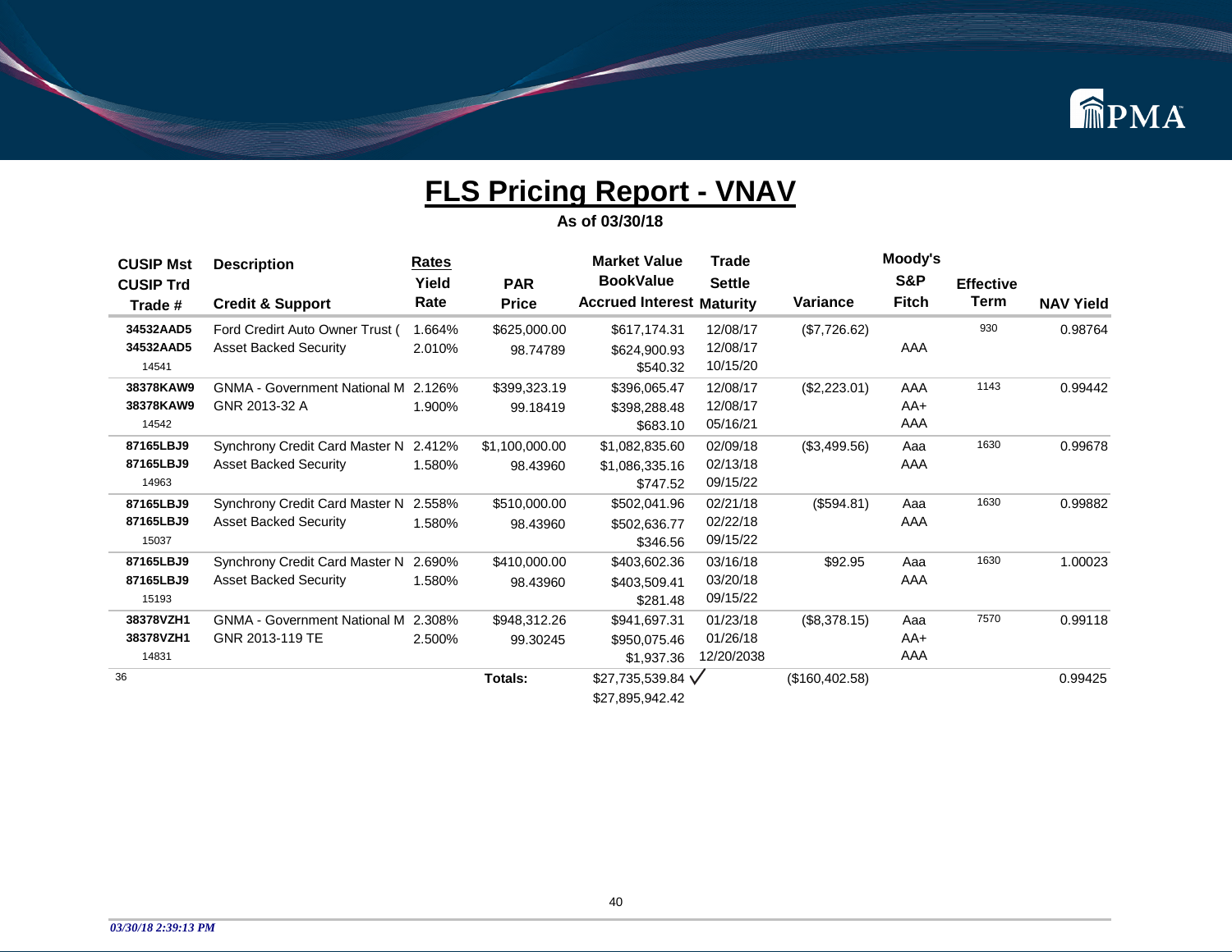# FLS Pricing Report - VNAV

**As of 03/30/18**

| CUSIP Mst<br>CUSIP Trd<br>Trade # | Description<br><br>Credit & Support | Rates<br>Yield<br>Rate | PAR<br>Price | Market Value<br>BookValue<br>Accrued Interest | Trade<br>Settle<br>Maturity | Variance | Moody's<br>S&P<br>Fitch | Effective<br>Term | NAV Yield |
|---|---|---|---|---|---|---|---|---|---|
| 34532AAD5<br>34532AAD5<br>14541 | Ford Credirt Auto Owner Trust (<br>Asset Backed Security | 1.664%<br>2.010% | $625,000.00<br>98.74789 | $617,174.31<br>$624,900.93<br>$540.32 | 12/08/17<br>12/08/17<br>10/15/20 | ($7,726.62) | <br>AAA | 930 | 0.98764 |
| 38378KAW9<br>38378KAW9<br>14542 | GNMA - Government National M<br>GNR 2013-32 A | 2.126%<br>1.900% | $399,323.19<br>99.18419 | $396,065.47<br>$398,288.48<br>$683.10 | 12/08/17<br>12/08/17<br>05/16/21 | ($2,223.01) | AAA<br>AA+<br>AAA | 1143 | 0.99442 |
| 87165LBJ9<br>87165LBJ9<br>14963 | Synchrony Credit Card Master N<br>Asset Backed Security | 2.412%<br>1.580% | $1,100,000.00<br>98.43960 | $1,082,835.60<br>$1,086,335.16<br>$747.52 | 02/09/18<br>02/13/18<br>09/15/22 | ($3,499.56) | Aaa<br>AAA | 1630 | 0.99678 |
| 87165LBJ9<br>87165LBJ9<br>15037 | Synchrony Credit Card Master N<br>Asset Backed Security | 2.558%<br>1.580% | $510,000.00<br>98.43960 | $502,041.96<br>$502,636.77<br>$346.56 | 02/21/18<br>02/22/18<br>09/15/22 | ($594.81) | Aaa<br>AAA | 1630 | 0.99882 |
| 87165LBJ9<br>87165LBJ9<br>15193 | Synchrony Credit Card Master N<br>Asset Backed Security | 2.690%<br>1.580% | $410,000.00<br>98.43960 | $403,602.36<br>$403,509.41<br>$281.48 | 03/16/18<br>03/20/18<br>09/15/22 | $92.95 | Aaa<br>AAA | 1630 | 1.00023 |
| 38378VZH1<br>38378VZH1<br>14831 | GNMA - Government National M<br>GNR 2013-119 TE | 2.308%<br>2.500% | $948,312.26<br>99.30245 | $941,697.31<br>$950,075.46<br>$1,937.36 | 01/23/18<br>01/26/18<br>12/20/2038 | ($8,378.15) | Aaa<br>AA+<br>AAA | 7570 | 0.99118 |
| 36 | | | Totals: | $27,735,539.84 ✓<br>$27,895,942.42 | | ($160,402.58) | | | 0.99425 |

*03/30/18 2:39:13 PM*